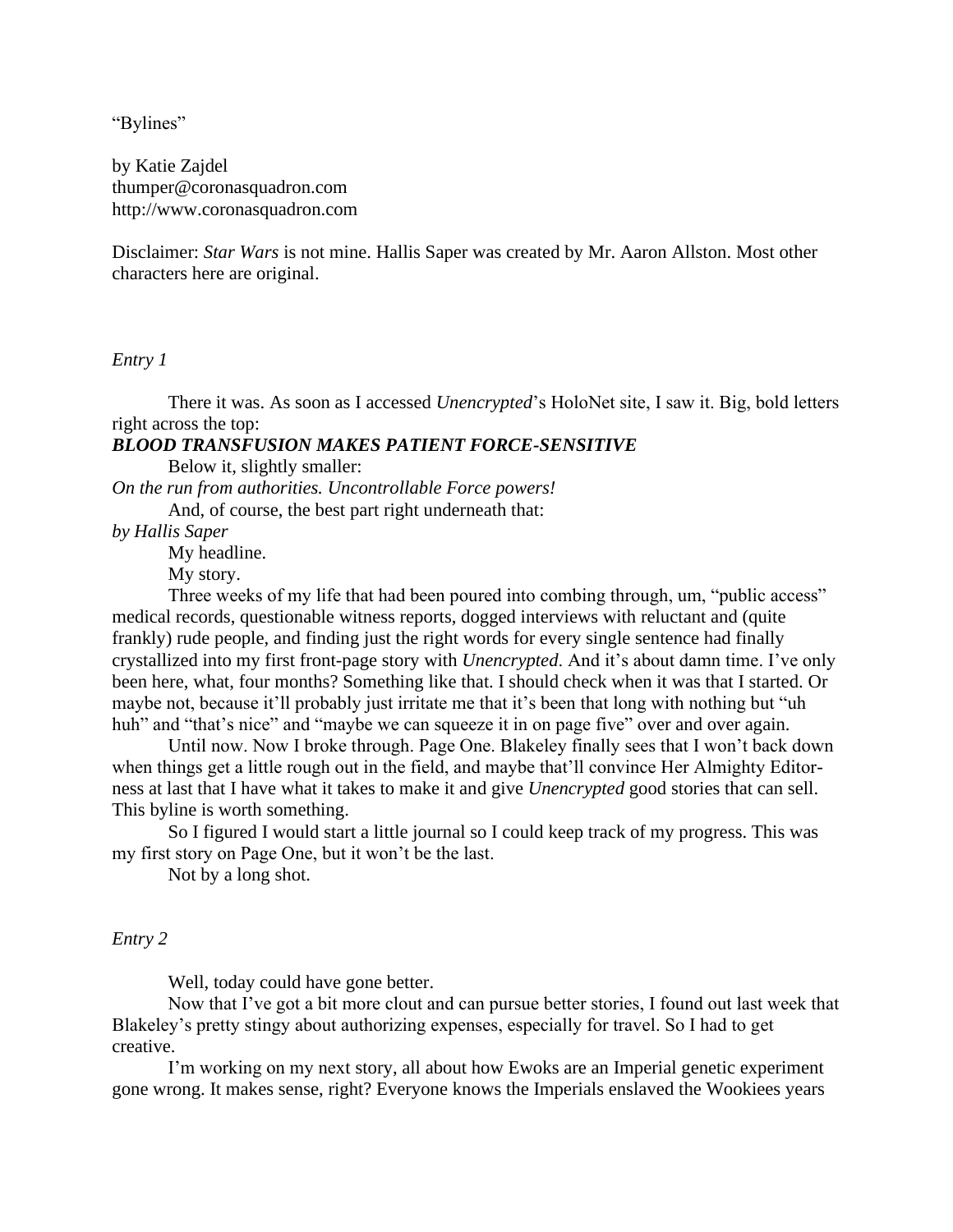"Bylines"

by Katie Zajdel
thumper@coronasquadron.com
http://www.coronasquadron.com

Disclaimer: *Star Wars* is not mine. Hallis Saper was created by Mr. Aaron Allston. Most other characters here are original.

*Entry 1*

There it was. As soon as I accessed *Unencrypted*'s HoloNet site, I saw it. Big, bold letters right across the top:

***BLOOD TRANSFUSION MAKES PATIENT FORCE-SENSITIVE***

Below it, slightly smaller:

*On the run from authorities. Uncontrollable Force powers!*

And, of course, the best part right underneath that:

*by Hallis Saper*

My headline.

My story.

Three weeks of my life that had been poured into combing through, um, "public access" medical records, questionable witness reports, dogged interviews with reluctant and (quite frankly) rude people, and finding just the right words for every single sentence had finally crystallized into my first front-page story with *Unencrypted*. And it's about damn time. I've only been here, what, four months? Something like that. I should check when it was that I started. Or maybe not, because it'll probably just irritate me that it's been that long with nothing but "uh huh" and "that's nice" and "maybe we can squeeze it in on page five" over and over again.

Until now. Now I broke through. Page One. Blakeley finally sees that I won't back down when things get a little rough out in the field, and maybe that'll convince Her Almighty Editor-ness at last that I have what it takes to make it and give *Unencrypted* good stories that can sell. This byline is worth something.

So I figured I would start a little journal so I could keep track of my progress. This was my first story on Page One, but it won't be the last.

Not by a long shot.

*Entry 2*

Well, today could have gone better.

Now that I've got a bit more clout and can pursue better stories, I found out last week that Blakeley's pretty stingy about authorizing expenses, especially for travel. So I had to get creative.

I'm working on my next story, all about how Ewoks are an Imperial genetic experiment gone wrong. It makes sense, right? Everyone knows the Imperials enslaved the Wookiees years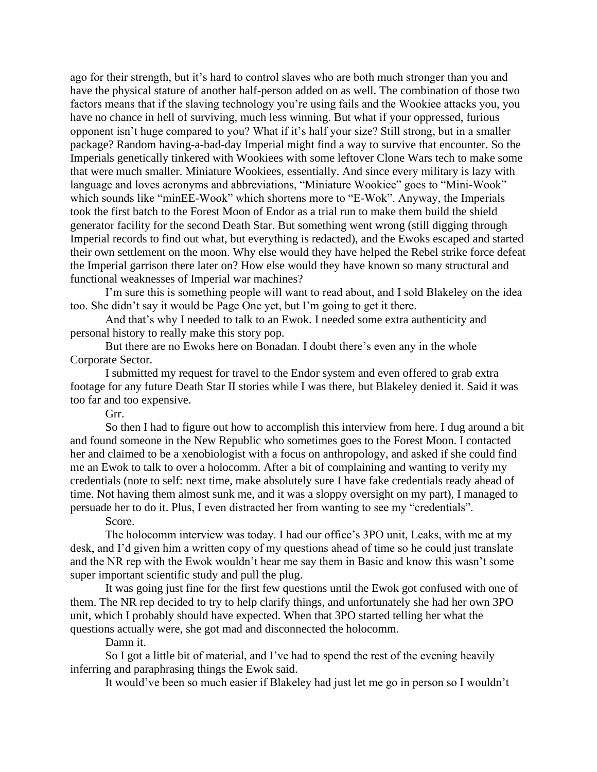ago for their strength, but it's hard to control slaves who are both much stronger than you and have the physical stature of another half-person added on as well. The combination of those two factors means that if the slaving technology you're using fails and the Wookiee attacks you, you have no chance in hell of surviving, much less winning. But what if your oppressed, furious opponent isn't huge compared to you? What if it's half your size? Still strong, but in a smaller package? Random having-a-bad-day Imperial might find a way to survive that encounter. So the Imperials genetically tinkered with Wookiees with some leftover Clone Wars tech to make some that were much smaller. Miniature Wookiees, essentially. And since every military is lazy with language and loves acronyms and abbreviations, "Miniature Wookiee" goes to "Mini-Wook" which sounds like "minEE-Wook" which shortens more to "E-Wok". Anyway, the Imperials took the first batch to the Forest Moon of Endor as a trial run to make them build the shield generator facility for the second Death Star. But something went wrong (still digging through Imperial records to find out what, but everything is redacted), and the Ewoks escaped and started their own settlement on the moon. Why else would they have helped the Rebel strike force defeat the Imperial garrison there later on? How else would they have known so many structural and functional weaknesses of Imperial war machines?

I'm sure this is something people will want to read about, and I sold Blakeley on the idea too. She didn't say it would be Page One yet, but I'm going to get it there.

And that's why I needed to talk to an Ewok. I needed some extra authenticity and personal history to really make this story pop.

But there are no Ewoks here on Bonadan. I doubt there's even any in the whole Corporate Sector.

I submitted my request for travel to the Endor system and even offered to grab extra footage for any future Death Star II stories while I was there, but Blakeley denied it. Said it was too far and too expensive.

Grr.

So then I had to figure out how to accomplish this interview from here. I dug around a bit and found someone in the New Republic who sometimes goes to the Forest Moon. I contacted her and claimed to be a xenobiologist with a focus on anthropology, and asked if she could find me an Ewok to talk to over a holocomm. After a bit of complaining and wanting to verify my credentials (note to self: next time, make absolutely sure I have fake credentials ready ahead of time. Not having them almost sunk me, and it was a sloppy oversight on my part), I managed to persuade her to do it. Plus, I even distracted her from wanting to see my "credentials".

Score.

The holocomm interview was today. I had our office's 3PO unit, Leaks, with me at my desk, and I'd given him a written copy of my questions ahead of time so he could just translate and the NR rep with the Ewok wouldn't hear me say them in Basic and know this wasn't some super important scientific study and pull the plug.

It was going just fine for the first few questions until the Ewok got confused with one of them. The NR rep decided to try to help clarify things, and unfortunately she had her own 3PO unit, which I probably should have expected. When that 3PO started telling her what the questions actually were, she got mad and disconnected the holocomm.

Damn it.

So I got a little bit of material, and I've had to spend the rest of the evening heavily inferring and paraphrasing things the Ewok said.

It would've been so much easier if Blakeley had just let me go in person so I wouldn't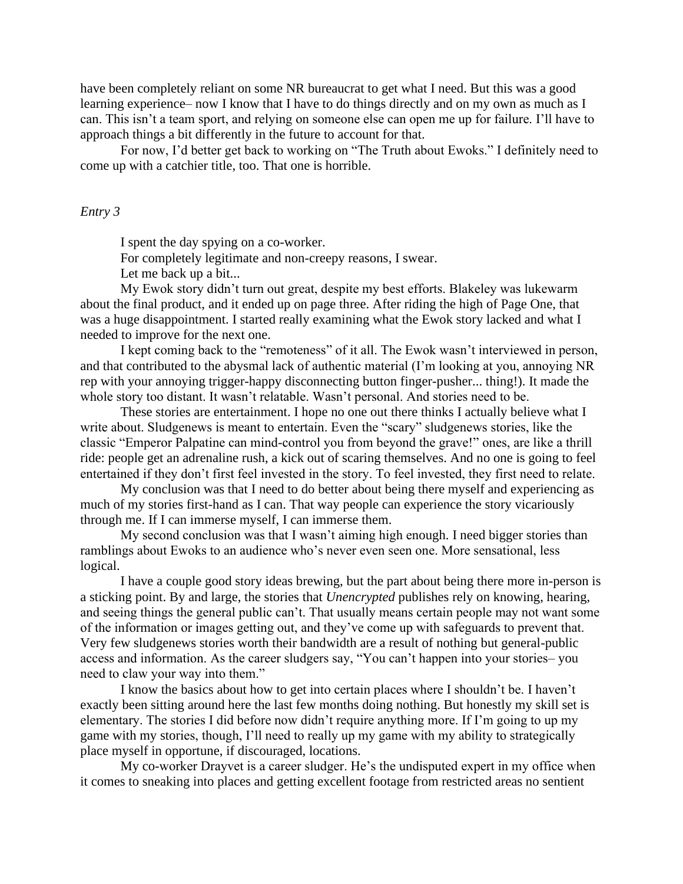have been completely reliant on some NR bureaucrat to get what I need. But this was a good learning experience– now I know that I have to do things directly and on my own as much as I can. This isn't a team sport, and relying on someone else can open me up for failure. I'll have to approach things a bit differently in the future to account for that.

For now, I'd better get back to working on "The Truth about Ewoks." I definitely need to come up with a catchier title, too. That one is horrible.

*Entry 3*

I spent the day spying on a co-worker.

For completely legitimate and non-creepy reasons, I swear.

Let me back up a bit...

My Ewok story didn't turn out great, despite my best efforts. Blakeley was lukewarm about the final product, and it ended up on page three. After riding the high of Page One, that was a huge disappointment. I started really examining what the Ewok story lacked and what I needed to improve for the next one.

I kept coming back to the "remoteness" of it all. The Ewok wasn't interviewed in person, and that contributed to the abysmal lack of authentic material (I'm looking at you, annoying NR rep with your annoying trigger-happy disconnecting button finger-pusher... thing!). It made the whole story too distant. It wasn't relatable. Wasn't personal. And stories need to be.

These stories are entertainment. I hope no one out there thinks I actually believe what I write about. Sludgenews is meant to entertain. Even the "scary" sludgenews stories, like the classic "Emperor Palpatine can mind-control you from beyond the grave!" ones, are like a thrill ride: people get an adrenaline rush, a kick out of scaring themselves. And no one is going to feel entertained if they don't first feel invested in the story. To feel invested, they first need to relate.

My conclusion was that I need to do better about being there myself and experiencing as much of my stories first-hand as I can. That way people can experience the story vicariously through me. If I can immerse myself, I can immerse them.

My second conclusion was that I wasn't aiming high enough. I need bigger stories than ramblings about Ewoks to an audience who's never even seen one. More sensational, less logical.

I have a couple good story ideas brewing, but the part about being there more in-person is a sticking point. By and large, the stories that *Unencrypted* publishes rely on knowing, hearing, and seeing things the general public can't. That usually means certain people may not want some of the information or images getting out, and they've come up with safeguards to prevent that. Very few sludgenews stories worth their bandwidth are a result of nothing but general-public access and information. As the career sludgers say, "You can't happen into your stories– you need to claw your way into them."

I know the basics about how to get into certain places where I shouldn't be. I haven't exactly been sitting around here the last few months doing nothing. But honestly my skill set is elementary. The stories I did before now didn't require anything more. If I'm going to up my game with my stories, though, I'll need to really up my game with my ability to strategically place myself in opportune, if discouraged, locations.

My co-worker Drayvet is a career sludger. He's the undisputed expert in my office when it comes to sneaking into places and getting excellent footage from restricted areas no sentient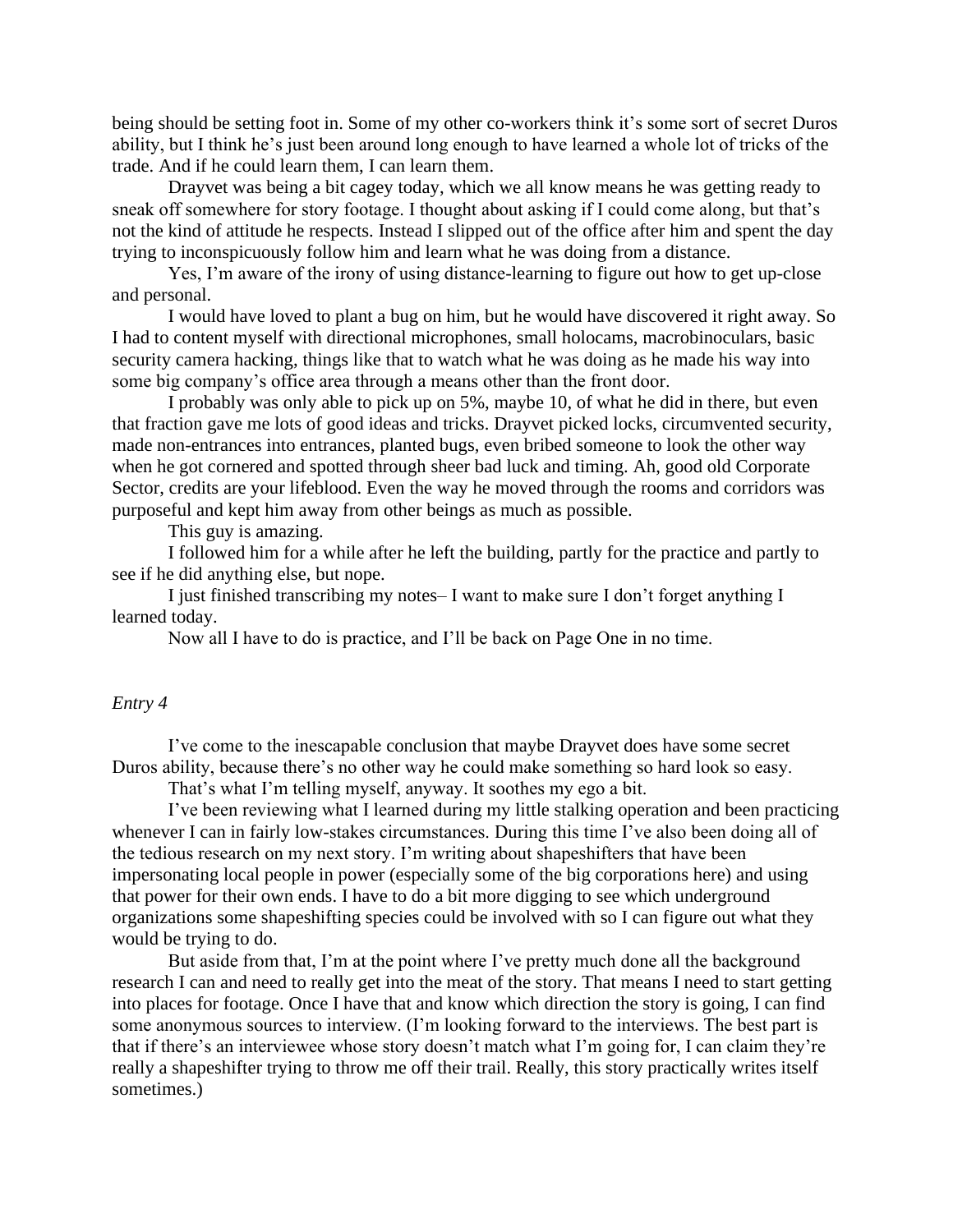being should be setting foot in. Some of my other co-workers think it's some sort of secret Duros ability, but I think he's just been around long enough to have learned a whole lot of tricks of the trade. And if he could learn them, I can learn them.

Drayvet was being a bit cagey today, which we all know means he was getting ready to sneak off somewhere for story footage. I thought about asking if I could come along, but that's not the kind of attitude he respects. Instead I slipped out of the office after him and spent the day trying to inconspicuously follow him and learn what he was doing from a distance.

Yes, I'm aware of the irony of using distance-learning to figure out how to get up-close and personal.

I would have loved to plant a bug on him, but he would have discovered it right away. So I had to content myself with directional microphones, small holocams, macrobinoculars, basic security camera hacking, things like that to watch what he was doing as he made his way into some big company's office area through a means other than the front door.

I probably was only able to pick up on 5%, maybe 10, of what he did in there, but even that fraction gave me lots of good ideas and tricks. Drayvet picked locks, circumvented security, made non-entrances into entrances, planted bugs, even bribed someone to look the other way when he got cornered and spotted through sheer bad luck and timing. Ah, good old Corporate Sector, credits are your lifeblood. Even the way he moved through the rooms and corridors was purposeful and kept him away from other beings as much as possible.

This guy is amazing.

I followed him for a while after he left the building, partly for the practice and partly to see if he did anything else, but nope.

I just finished transcribing my notes– I want to make sure I don't forget anything I learned today.

Now all I have to do is practice, and I'll be back on Page One in no time.

*Entry 4*

I've come to the inescapable conclusion that maybe Drayvet does have some secret Duros ability, because there's no other way he could make something so hard look so easy.

That's what I'm telling myself, anyway. It soothes my ego a bit.

I've been reviewing what I learned during my little stalking operation and been practicing whenever I can in fairly low-stakes circumstances. During this time I've also been doing all of the tedious research on my next story. I'm writing about shapeshifters that have been impersonating local people in power (especially some of the big corporations here) and using that power for their own ends. I have to do a bit more digging to see which underground organizations some shapeshifting species could be involved with so I can figure out what they would be trying to do.

But aside from that, I'm at the point where I've pretty much done all the background research I can and need to really get into the meat of the story. That means I need to start getting into places for footage. Once I have that and know which direction the story is going, I can find some anonymous sources to interview. (I'm looking forward to the interviews. The best part is that if there's an interviewee whose story doesn't match what I'm going for, I can claim they're really a shapeshifter trying to throw me off their trail. Really, this story practically writes itself sometimes.)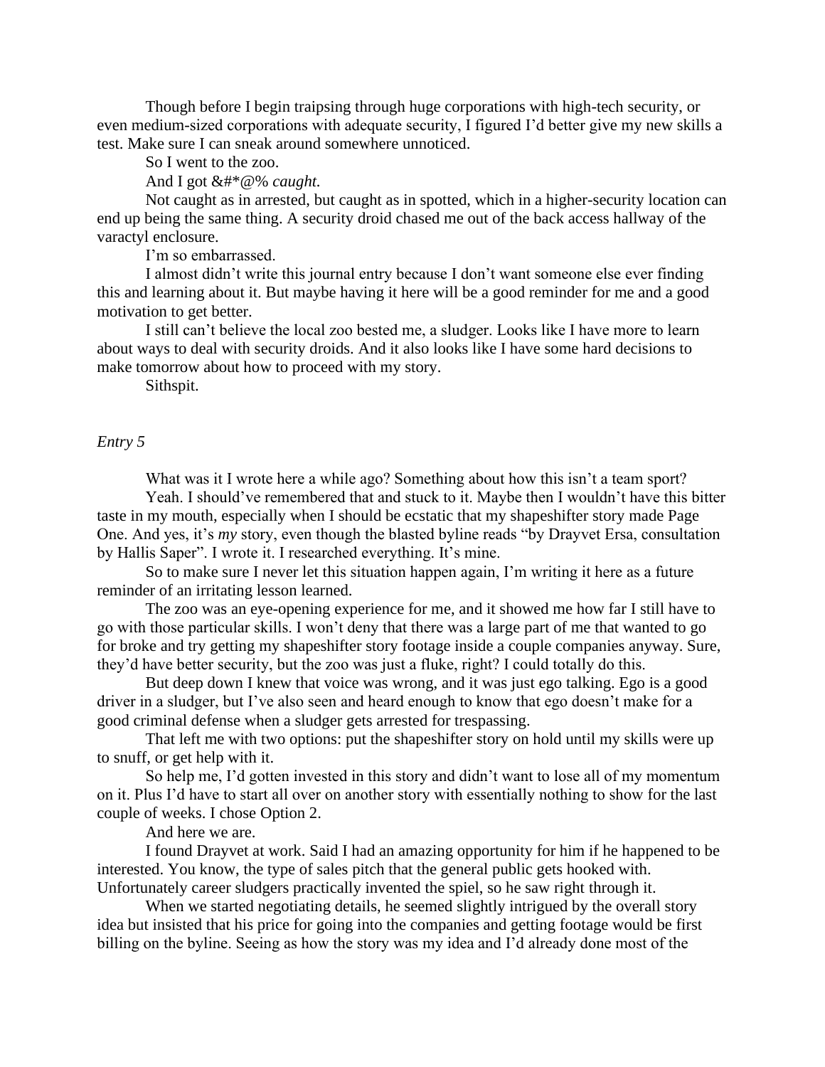Though before I begin traipsing through huge corporations with high-tech security, or even medium-sized corporations with adequate security, I figured I'd better give my new skills a test. Make sure I can sneak around somewhere unnoticed.

So I went to the zoo.

And I got &#*@% *caught.*

Not caught as in arrested, but caught as in spotted, which in a higher-security location can end up being the same thing. A security droid chased me out of the back access hallway of the varactyl enclosure.

I'm so embarrassed.

I almost didn't write this journal entry because I don't want someone else ever finding this and learning about it. But maybe having it here will be a good reminder for me and a good motivation to get better.

I still can't believe the local zoo bested me, a sludger. Looks like I have more to learn about ways to deal with security droids. And it also looks like I have some hard decisions to make tomorrow about how to proceed with my story.

Sithspit.

*Entry 5*

What was it I wrote here a while ago? Something about how this isn't a team sport?

Yeah. I should've remembered that and stuck to it. Maybe then I wouldn't have this bitter taste in my mouth, especially when I should be ecstatic that my shapeshifter story made Page One. And yes, it's *my* story, even though the blasted byline reads "by Drayvet Ersa, consultation by Hallis Saper". I wrote it. I researched everything. It's mine.

So to make sure I never let this situation happen again, I'm writing it here as a future reminder of an irritating lesson learned.

The zoo was an eye-opening experience for me, and it showed me how far I still have to go with those particular skills. I won't deny that there was a large part of me that wanted to go for broke and try getting my shapeshifter story footage inside a couple companies anyway. Sure, they'd have better security, but the zoo was just a fluke, right? I could totally do this.

But deep down I knew that voice was wrong, and it was just ego talking. Ego is a good driver in a sludger, but I've also seen and heard enough to know that ego doesn't make for a good criminal defense when a sludger gets arrested for trespassing.

That left me with two options: put the shapeshifter story on hold until my skills were up to snuff, or get help with it.

So help me, I'd gotten invested in this story and didn't want to lose all of my momentum on it. Plus I'd have to start all over on another story with essentially nothing to show for the last couple of weeks. I chose Option 2.

And here we are.

I found Drayvet at work. Said I had an amazing opportunity for him if he happened to be interested. You know, the type of sales pitch that the general public gets hooked with. Unfortunately career sludgers practically invented the spiel, so he saw right through it.

When we started negotiating details, he seemed slightly intrigued by the overall story idea but insisted that his price for going into the companies and getting footage would be first billing on the byline. Seeing as how the story was my idea and I'd already done most of the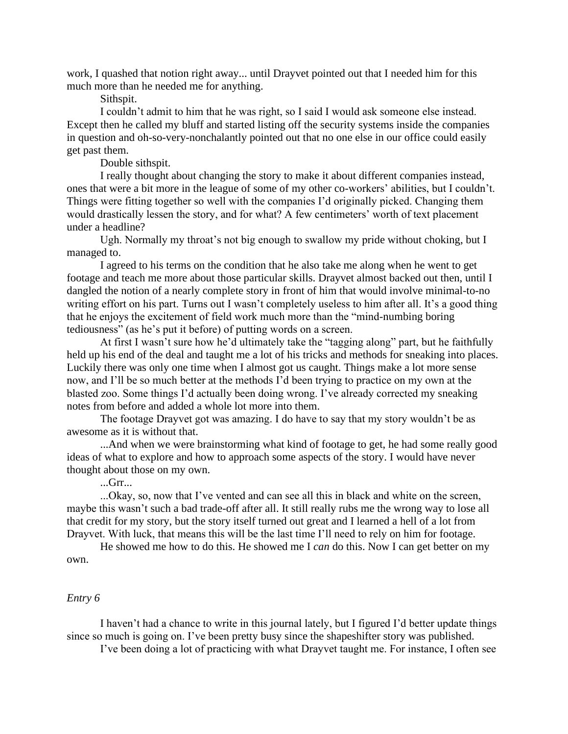work, I quashed that notion right away... until Drayvet pointed out that I needed him for this much more than he needed me for anything.

Sithspit.

I couldn't admit to him that he was right, so I said I would ask someone else instead. Except then he called my bluff and started listing off the security systems inside the companies in question and oh-so-very-nonchalantly pointed out that no one else in our office could easily get past them.

Double sithspit.

I really thought about changing the story to make it about different companies instead, ones that were a bit more in the league of some of my other co-workers' abilities, but I couldn't. Things were fitting together so well with the companies I'd originally picked. Changing them would drastically lessen the story, and for what? A few centimeters' worth of text placement under a headline?

Ugh. Normally my throat's not big enough to swallow my pride without choking, but I managed to.

I agreed to his terms on the condition that he also take me along when he went to get footage and teach me more about those particular skills. Drayvet almost backed out then, until I dangled the notion of a nearly complete story in front of him that would involve minimal-to-no writing effort on his part. Turns out I wasn't completely useless to him after all. It's a good thing that he enjoys the excitement of field work much more than the "mind-numbing boring tediousness" (as he's put it before) of putting words on a screen.

At first I wasn't sure how he'd ultimately take the "tagging along" part, but he faithfully held up his end of the deal and taught me a lot of his tricks and methods for sneaking into places. Luckily there was only one time when I almost got us caught. Things make a lot more sense now, and I'll be so much better at the methods I'd been trying to practice on my own at the blasted zoo. Some things I'd actually been doing wrong. I've already corrected my sneaking notes from before and added a whole lot more into them.

The footage Drayvet got was amazing. I do have to say that my story wouldn't be as awesome as it is without that.

...And when we were brainstorming what kind of footage to get, he had some really good ideas of what to explore and how to approach some aspects of the story. I would have never thought about those on my own.

...Grr...

...Okay, so, now that I've vented and can see all this in black and white on the screen, maybe this wasn't such a bad trade-off after all. It still really rubs me the wrong way to lose all that credit for my story, but the story itself turned out great and I learned a hell of a lot from Drayvet. With luck, that means this will be the last time I'll need to rely on him for footage.

He showed me how to do this. He showed me I *can* do this. Now I can get better on my own.

*Entry 6*

I haven't had a chance to write in this journal lately, but I figured I'd better update things since so much is going on. I've been pretty busy since the shapeshifter story was published.

I've been doing a lot of practicing with what Drayvet taught me. For instance, I often see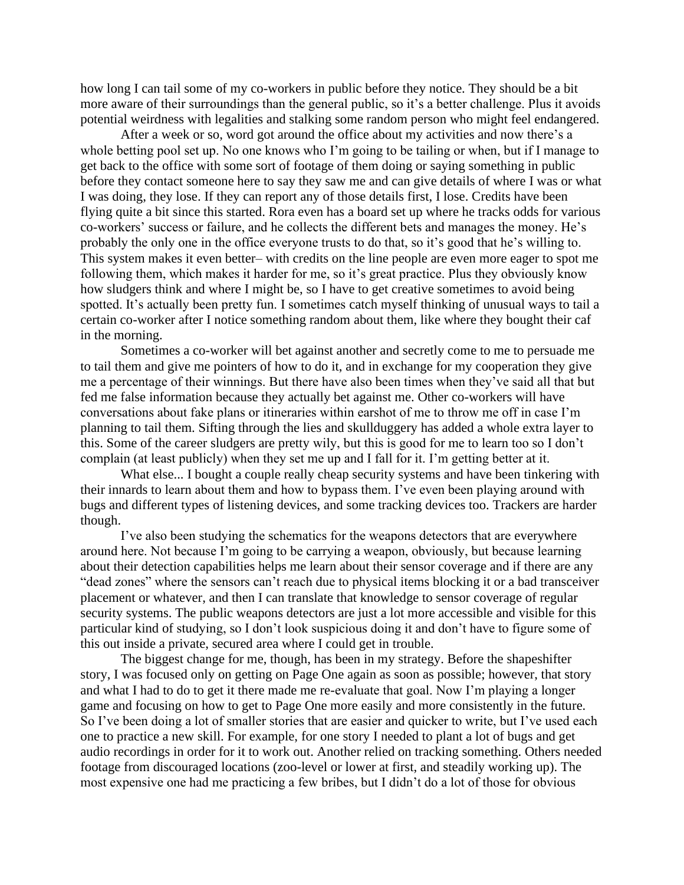how long I can tail some of my co-workers in public before they notice. They should be a bit more aware of their surroundings than the general public, so it's a better challenge. Plus it avoids potential weirdness with legalities and stalking some random person who might feel endangered.

After a week or so, word got around the office about my activities and now there's a whole betting pool set up. No one knows who I'm going to be tailing or when, but if I manage to get back to the office with some sort of footage of them doing or saying something in public before they contact someone here to say they saw me and can give details of where I was or what I was doing, they lose. If they can report any of those details first, I lose. Credits have been flying quite a bit since this started. Rora even has a board set up where he tracks odds for various co-workers' success or failure, and he collects the different bets and manages the money. He's probably the only one in the office everyone trusts to do that, so it's good that he's willing to. This system makes it even better– with credits on the line people are even more eager to spot me following them, which makes it harder for me, so it's great practice. Plus they obviously know how sludgers think and where I might be, so I have to get creative sometimes to avoid being spotted. It's actually been pretty fun. I sometimes catch myself thinking of unusual ways to tail a certain co-worker after I notice something random about them, like where they bought their caf in the morning.

Sometimes a co-worker will bet against another and secretly come to me to persuade me to tail them and give me pointers of how to do it, and in exchange for my cooperation they give me a percentage of their winnings. But there have also been times when they've said all that but fed me false information because they actually bet against me. Other co-workers will have conversations about fake plans or itineraries within earshot of me to throw me off in case I'm planning to tail them. Sifting through the lies and skullduggery has added a whole extra layer to this. Some of the career sludgers are pretty wily, but this is good for me to learn too so I don't complain (at least publicly) when they set me up and I fall for it. I'm getting better at it.

What else... I bought a couple really cheap security systems and have been tinkering with their innards to learn about them and how to bypass them. I've even been playing around with bugs and different types of listening devices, and some tracking devices too. Trackers are harder though.

I've also been studying the schematics for the weapons detectors that are everywhere around here. Not because I'm going to be carrying a weapon, obviously, but because learning about their detection capabilities helps me learn about their sensor coverage and if there are any "dead zones" where the sensors can't reach due to physical items blocking it or a bad transceiver placement or whatever, and then I can translate that knowledge to sensor coverage of regular security systems. The public weapons detectors are just a lot more accessible and visible for this particular kind of studying, so I don't look suspicious doing it and don't have to figure some of this out inside a private, secured area where I could get in trouble.

The biggest change for me, though, has been in my strategy. Before the shapeshifter story, I was focused only on getting on Page One again as soon as possible; however, that story and what I had to do to get it there made me re-evaluate that goal. Now I'm playing a longer game and focusing on how to get to Page One more easily and more consistently in the future. So I've been doing a lot of smaller stories that are easier and quicker to write, but I've used each one to practice a new skill. For example, for one story I needed to plant a lot of bugs and get audio recordings in order for it to work out. Another relied on tracking something. Others needed footage from discouraged locations (zoo-level or lower at first, and steadily working up). The most expensive one had me practicing a few bribes, but I didn't do a lot of those for obvious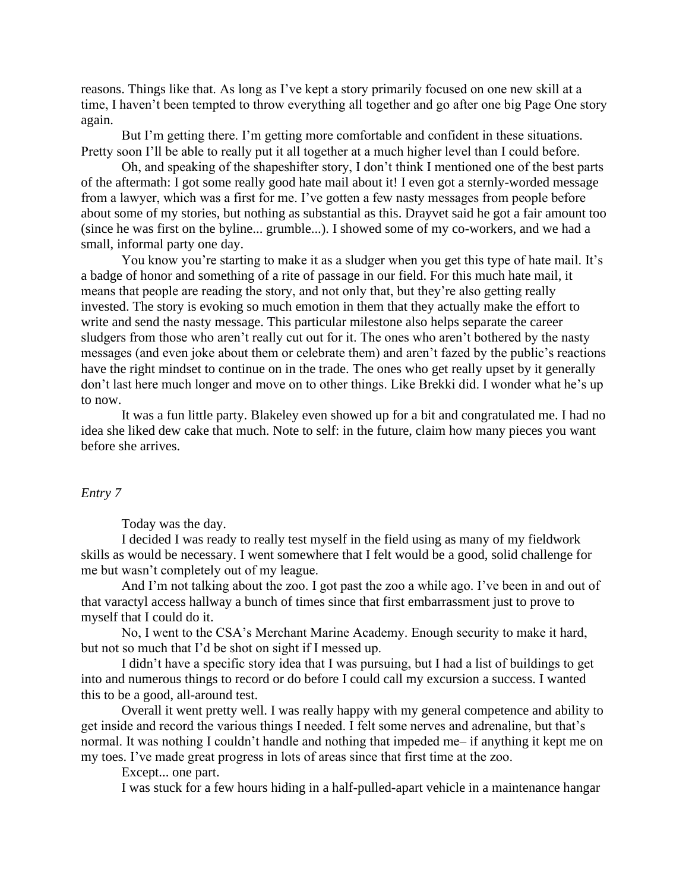reasons. Things like that. As long as I've kept a story primarily focused on one new skill at a time, I haven't been tempted to throw everything all together and go after one big Page One story again.

But I'm getting there. I'm getting more comfortable and confident in these situations. Pretty soon I'll be able to really put it all together at a much higher level than I could before.

Oh, and speaking of the shapeshifter story, I don't think I mentioned one of the best parts of the aftermath: I got some really good hate mail about it! I even got a sternly-worded message from a lawyer, which was a first for me. I've gotten a few nasty messages from people before about some of my stories, but nothing as substantial as this. Drayvet said he got a fair amount too (since he was first on the byline... grumble...). I showed some of my co-workers, and we had a small, informal party one day.

You know you're starting to make it as a sludger when you get this type of hate mail. It's a badge of honor and something of a rite of passage in our field. For this much hate mail, it means that people are reading the story, and not only that, but they're also getting really invested. The story is evoking so much emotion in them that they actually make the effort to write and send the nasty message. This particular milestone also helps separate the career sludgers from those who aren't really cut out for it. The ones who aren't bothered by the nasty messages (and even joke about them or celebrate them) and aren't fazed by the public's reactions have the right mindset to continue on in the trade. The ones who get really upset by it generally don't last here much longer and move on to other things. Like Brekki did. I wonder what he's up to now.

It was a fun little party. Blakeley even showed up for a bit and congratulated me. I had no idea she liked dew cake that much. Note to self: in the future, claim how many pieces you want before she arrives.

*Entry 7*

Today was the day.

I decided I was ready to really test myself in the field using as many of my fieldwork skills as would be necessary. I went somewhere that I felt would be a good, solid challenge for me but wasn't completely out of my league.

And I'm not talking about the zoo. I got past the zoo a while ago. I've been in and out of that varactyl access hallway a bunch of times since that first embarrassment just to prove to myself that I could do it.

No, I went to the CSA's Merchant Marine Academy. Enough security to make it hard, but not so much that I'd be shot on sight if I messed up.

I didn't have a specific story idea that I was pursuing, but I had a list of buildings to get into and numerous things to record or do before I could call my excursion a success. I wanted this to be a good, all-around test.

Overall it went pretty well. I was really happy with my general competence and ability to get inside and record the various things I needed. I felt some nerves and adrenaline, but that's normal. It was nothing I couldn't handle and nothing that impeded me– if anything it kept me on my toes. I've made great progress in lots of areas since that first time at the zoo.

Except... one part.

I was stuck for a few hours hiding in a half-pulled-apart vehicle in a maintenance hangar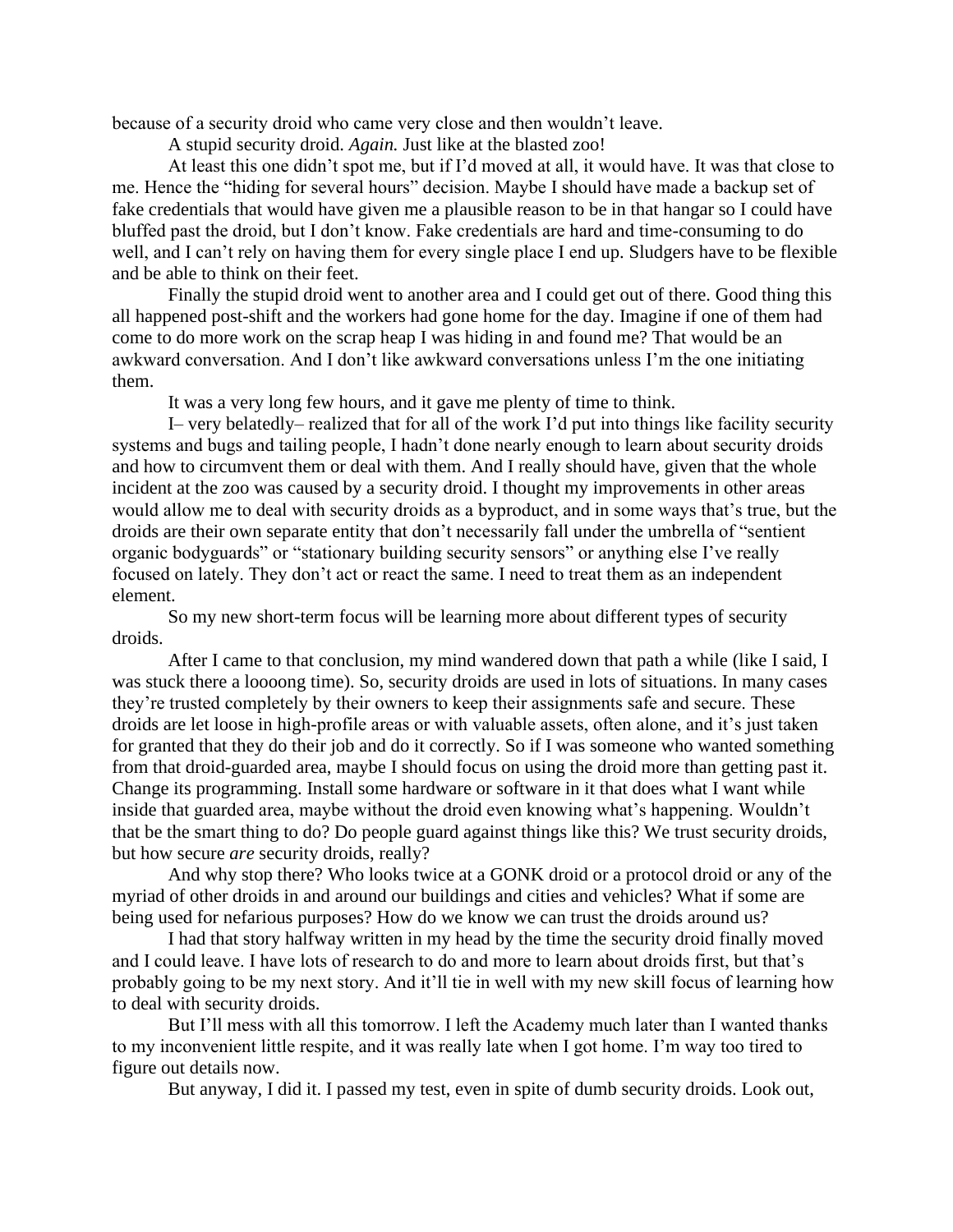because of a security droid who came very close and then wouldn't leave.

A stupid security droid. *Again.* Just like at the blasted zoo!

At least this one didn't spot me, but if I'd moved at all, it would have. It was that close to me. Hence the "hiding for several hours" decision. Maybe I should have made a backup set of fake credentials that would have given me a plausible reason to be in that hangar so I could have bluffed past the droid, but I don't know. Fake credentials are hard and time-consuming to do well, and I can't rely on having them for every single place I end up. Sludgers have to be flexible and be able to think on their feet.

Finally the stupid droid went to another area and I could get out of there. Good thing this all happened post-shift and the workers had gone home for the day. Imagine if one of them had come to do more work on the scrap heap I was hiding in and found me? That would be an awkward conversation. And I don't like awkward conversations unless I'm the one initiating them.

It was a very long few hours, and it gave me plenty of time to think.

I– very belatedly– realized that for all of the work I'd put into things like facility security systems and bugs and tailing people, I hadn't done nearly enough to learn about security droids and how to circumvent them or deal with them. And I really should have, given that the whole incident at the zoo was caused by a security droid. I thought my improvements in other areas would allow me to deal with security droids as a byproduct, and in some ways that's true, but the droids are their own separate entity that don't necessarily fall under the umbrella of "sentient organic bodyguards" or "stationary building security sensors" or anything else I've really focused on lately. They don't act or react the same. I need to treat them as an independent element.

So my new short-term focus will be learning more about different types of security droids.

After I came to that conclusion, my mind wandered down that path a while (like I said, I was stuck there a loooong time). So, security droids are used in lots of situations. In many cases they're trusted completely by their owners to keep their assignments safe and secure. These droids are let loose in high-profile areas or with valuable assets, often alone, and it's just taken for granted that they do their job and do it correctly. So if I was someone who wanted something from that droid-guarded area, maybe I should focus on using the droid more than getting past it. Change its programming. Install some hardware or software in it that does what I want while inside that guarded area, maybe without the droid even knowing what's happening. Wouldn't that be the smart thing to do? Do people guard against things like this? We trust security droids, but how secure *are* security droids, really?

And why stop there? Who looks twice at a GONK droid or a protocol droid or any of the myriad of other droids in and around our buildings and cities and vehicles? What if some are being used for nefarious purposes? How do we know we can trust the droids around us?

I had that story halfway written in my head by the time the security droid finally moved and I could leave. I have lots of research to do and more to learn about droids first, but that's probably going to be my next story. And it'll tie in well with my new skill focus of learning how to deal with security droids.

But I'll mess with all this tomorrow. I left the Academy much later than I wanted thanks to my inconvenient little respite, and it was really late when I got home. I'm way too tired to figure out details now.

But anyway, I did it. I passed my test, even in spite of dumb security droids. Look out,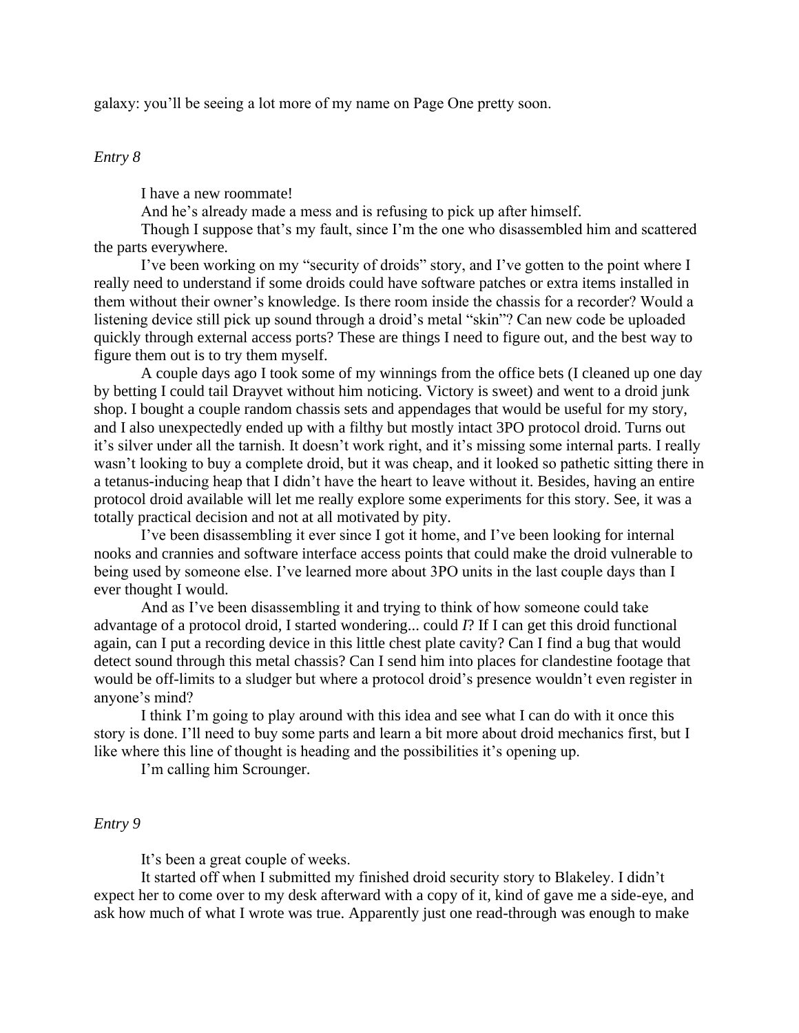galaxy: you'll be seeing a lot more of my name on Page One pretty soon.

*Entry 8*

I have a new roommate!

And he's already made a mess and is refusing to pick up after himself.

Though I suppose that's my fault, since I'm the one who disassembled him and scattered the parts everywhere.

I've been working on my "security of droids" story, and I've gotten to the point where I really need to understand if some droids could have software patches or extra items installed in them without their owner's knowledge. Is there room inside the chassis for a recorder? Would a listening device still pick up sound through a droid's metal "skin"? Can new code be uploaded quickly through external access ports? These are things I need to figure out, and the best way to figure them out is to try them myself.

A couple days ago I took some of my winnings from the office bets (I cleaned up one day by betting I could tail Drayvet without him noticing. Victory is sweet) and went to a droid junk shop. I bought a couple random chassis sets and appendages that would be useful for my story, and I also unexpectedly ended up with a filthy but mostly intact 3PO protocol droid. Turns out it's silver under all the tarnish. It doesn't work right, and it's missing some internal parts. I really wasn't looking to buy a complete droid, but it was cheap, and it looked so pathetic sitting there in a tetanus-inducing heap that I didn't have the heart to leave without it. Besides, having an entire protocol droid available will let me really explore some experiments for this story. See, it was a totally practical decision and not at all motivated by pity.

I've been disassembling it ever since I got it home, and I've been looking for internal nooks and crannies and software interface access points that could make the droid vulnerable to being used by someone else. I've learned more about 3PO units in the last couple days than I ever thought I would.

And as I've been disassembling it and trying to think of how someone could take advantage of a protocol droid, I started wondering... could *I*? If I can get this droid functional again, can I put a recording device in this little chest plate cavity? Can I find a bug that would detect sound through this metal chassis? Can I send him into places for clandestine footage that would be off-limits to a sludger but where a protocol droid's presence wouldn't even register in anyone's mind?

I think I'm going to play around with this idea and see what I can do with it once this story is done. I'll need to buy some parts and learn a bit more about droid mechanics first, but I like where this line of thought is heading and the possibilities it's opening up.

I'm calling him Scrounger.

*Entry 9*

It's been a great couple of weeks.

It started off when I submitted my finished droid security story to Blakeley. I didn't expect her to come over to my desk afterward with a copy of it, kind of gave me a side-eye, and ask how much of what I wrote was true. Apparently just one read-through was enough to make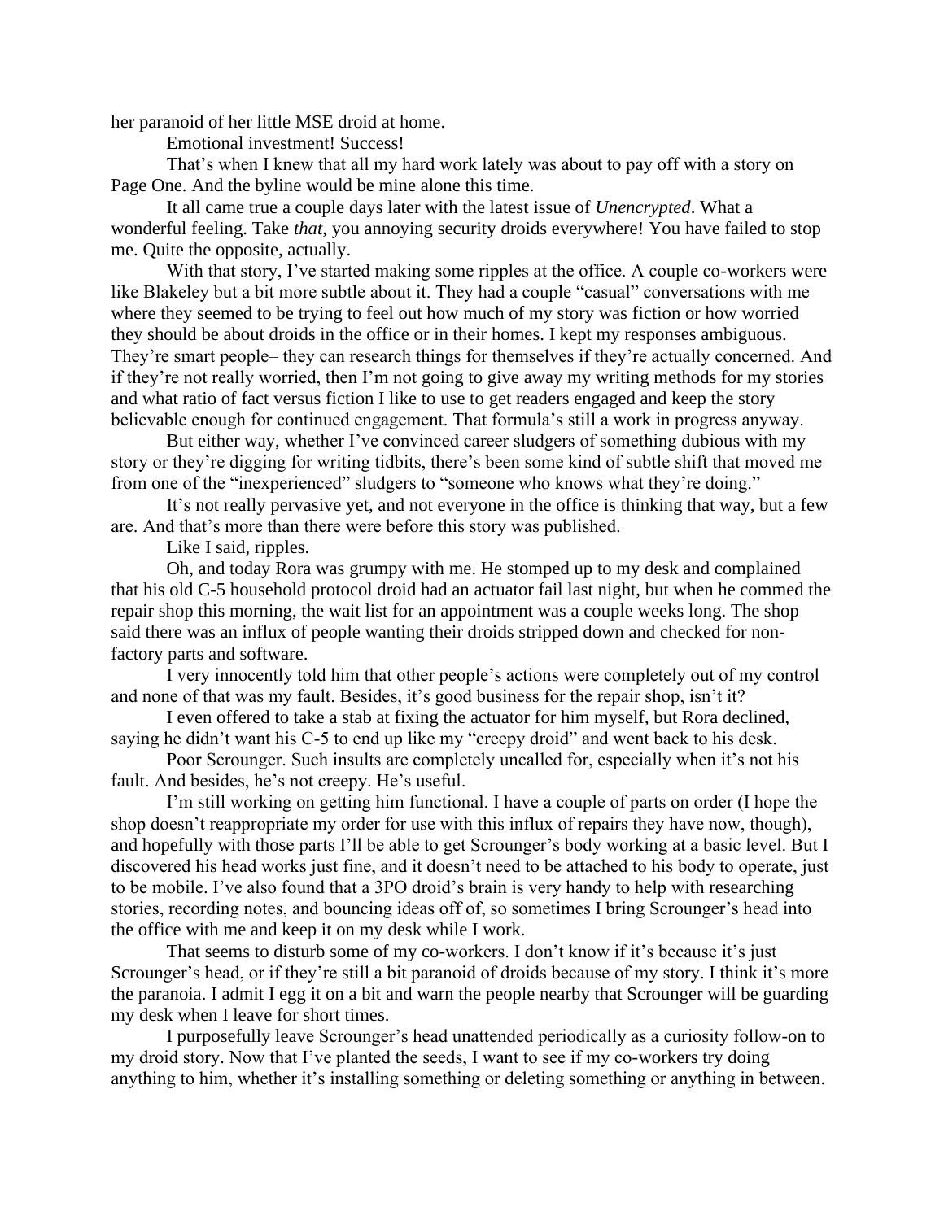her paranoid of her little MSE droid at home.

Emotional investment! Success!

That's when I knew that all my hard work lately was about to pay off with a story on Page One. And the byline would be mine alone this time.

It all came true a couple days later with the latest issue of *Unencrypted*. What a wonderful feeling. Take *that*, you annoying security droids everywhere! You have failed to stop me. Quite the opposite, actually.

With that story, I've started making some ripples at the office. A couple co-workers were like Blakeley but a bit more subtle about it. They had a couple "casual" conversations with me where they seemed to be trying to feel out how much of my story was fiction or how worried they should be about droids in the office or in their homes. I kept my responses ambiguous. They're smart people– they can research things for themselves if they're actually concerned. And if they're not really worried, then I'm not going to give away my writing methods for my stories and what ratio of fact versus fiction I like to use to get readers engaged and keep the story believable enough for continued engagement. That formula's still a work in progress anyway.

But either way, whether I've convinced career sludgers of something dubious with my story or they're digging for writing tidbits, there's been some kind of subtle shift that moved me from one of the "inexperienced" sludgers to "someone who knows what they're doing."

It's not really pervasive yet, and not everyone in the office is thinking that way, but a few are. And that's more than there were before this story was published.

Like I said, ripples.

Oh, and today Rora was grumpy with me. He stomped up to my desk and complained that his old C-5 household protocol droid had an actuator fail last night, but when he commed the repair shop this morning, the wait list for an appointment was a couple weeks long. The shop said there was an influx of people wanting their droids stripped down and checked for non-factory parts and software.

I very innocently told him that other people's actions were completely out of my control and none of that was my fault. Besides, it's good business for the repair shop, isn't it?

I even offered to take a stab at fixing the actuator for him myself, but Rora declined, saying he didn't want his C-5 to end up like my "creepy droid" and went back to his desk.

Poor Scrounger. Such insults are completely uncalled for, especially when it's not his fault. And besides, he's not creepy. He's useful.

I'm still working on getting him functional. I have a couple of parts on order (I hope the shop doesn't reappropriate my order for use with this influx of repairs they have now, though), and hopefully with those parts I'll be able to get Scrounger's body working at a basic level. But I discovered his head works just fine, and it doesn't need to be attached to his body to operate, just to be mobile. I've also found that a 3PO droid's brain is very handy to help with researching stories, recording notes, and bouncing ideas off of, so sometimes I bring Scrounger's head into the office with me and keep it on my desk while I work.

That seems to disturb some of my co-workers. I don't know if it's because it's just Scrounger's head, or if they're still a bit paranoid of droids because of my story. I think it's more the paranoia. I admit I egg it on a bit and warn the people nearby that Scrounger will be guarding my desk when I leave for short times.

I purposefully leave Scrounger's head unattended periodically as a curiosity follow-on to my droid story. Now that I've planted the seeds, I want to see if my co-workers try doing anything to him, whether it's installing something or deleting something or anything in between.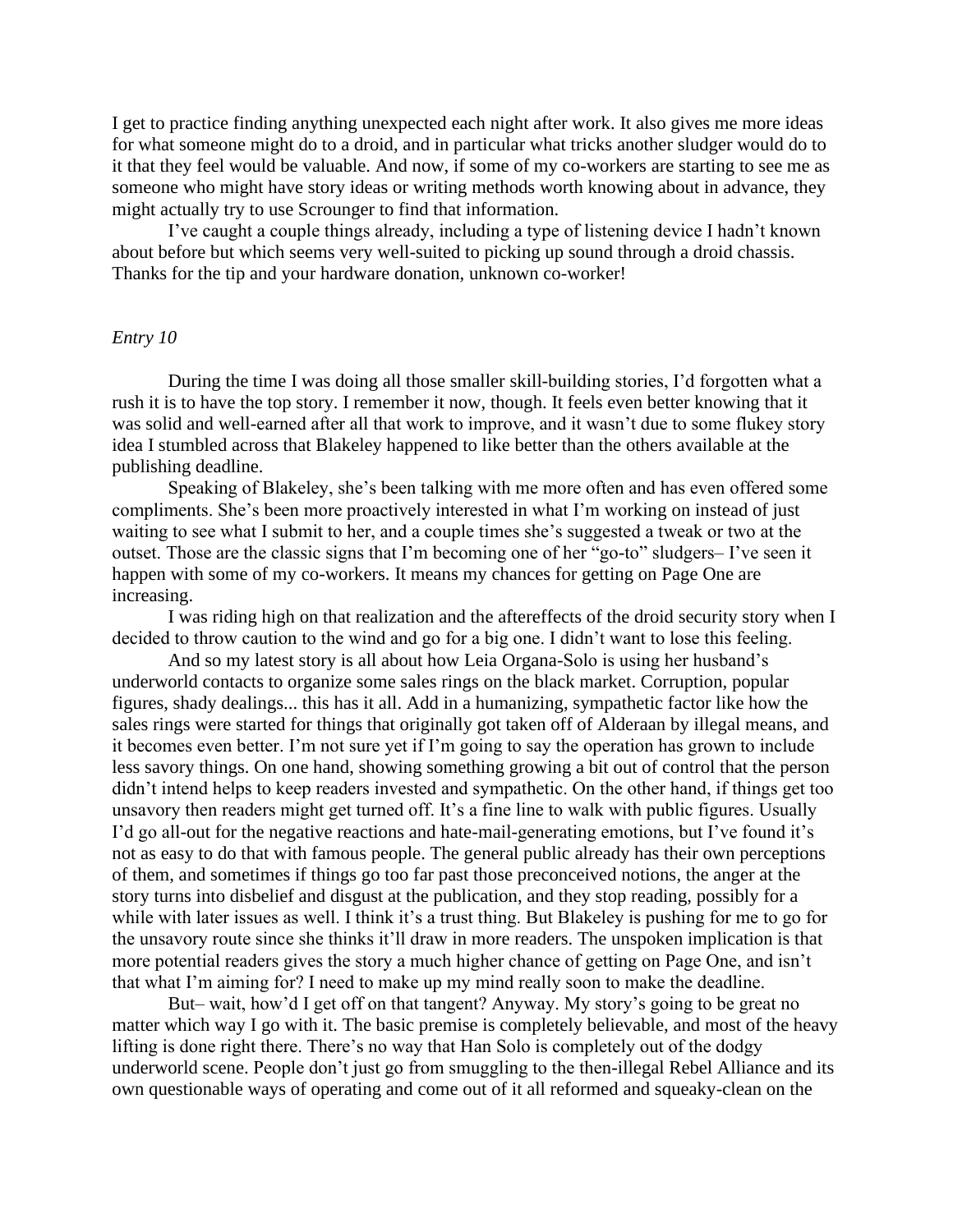I get to practice finding anything unexpected each night after work. It also gives me more ideas for what someone might do to a droid, and in particular what tricks another sludger would do to it that they feel would be valuable. And now, if some of my co-workers are starting to see me as someone who might have story ideas or writing methods worth knowing about in advance, they might actually try to use Scrounger to find that information.

I've caught a couple things already, including a type of listening device I hadn't known about before but which seems very well-suited to picking up sound through a droid chassis. Thanks for the tip and your hardware donation, unknown co-worker!

*Entry 10*

During the time I was doing all those smaller skill-building stories, I'd forgotten what a rush it is to have the top story. I remember it now, though. It feels even better knowing that it was solid and well-earned after all that work to improve, and it wasn't due to some flukey story idea I stumbled across that Blakeley happened to like better than the others available at the publishing deadline.

Speaking of Blakeley, she's been talking with me more often and has even offered some compliments. She's been more proactively interested in what I'm working on instead of just waiting to see what I submit to her, and a couple times she's suggested a tweak or two at the outset. Those are the classic signs that I'm becoming one of her "go-to" sludgers– I've seen it happen with some of my co-workers. It means my chances for getting on Page One are increasing.

I was riding high on that realization and the aftereffects of the droid security story when I decided to throw caution to the wind and go for a big one. I didn't want to lose this feeling.

And so my latest story is all about how Leia Organa-Solo is using her husband's underworld contacts to organize some sales rings on the black market. Corruption, popular figures, shady dealings... this has it all. Add in a humanizing, sympathetic factor like how the sales rings were started for things that originally got taken off of Alderaan by illegal means, and it becomes even better. I'm not sure yet if I'm going to say the operation has grown to include less savory things. On one hand, showing something growing a bit out of control that the person didn't intend helps to keep readers invested and sympathetic. On the other hand, if things get too unsavory then readers might get turned off. It's a fine line to walk with public figures. Usually I'd go all-out for the negative reactions and hate-mail-generating emotions, but I've found it's not as easy to do that with famous people. The general public already has their own perceptions of them, and sometimes if things go too far past those preconceived notions, the anger at the story turns into disbelief and disgust at the publication, and they stop reading, possibly for a while with later issues as well. I think it's a trust thing. But Blakeley is pushing for me to go for the unsavory route since she thinks it'll draw in more readers. The unspoken implication is that more potential readers gives the story a much higher chance of getting on Page One, and isn't that what I'm aiming for? I need to make up my mind really soon to make the deadline.

But– wait, how'd I get off on that tangent? Anyway. My story's going to be great no matter which way I go with it. The basic premise is completely believable, and most of the heavy lifting is done right there. There's no way that Han Solo is completely out of the dodgy underworld scene. People don't just go from smuggling to the then-illegal Rebel Alliance and its own questionable ways of operating and come out of it all reformed and squeaky-clean on the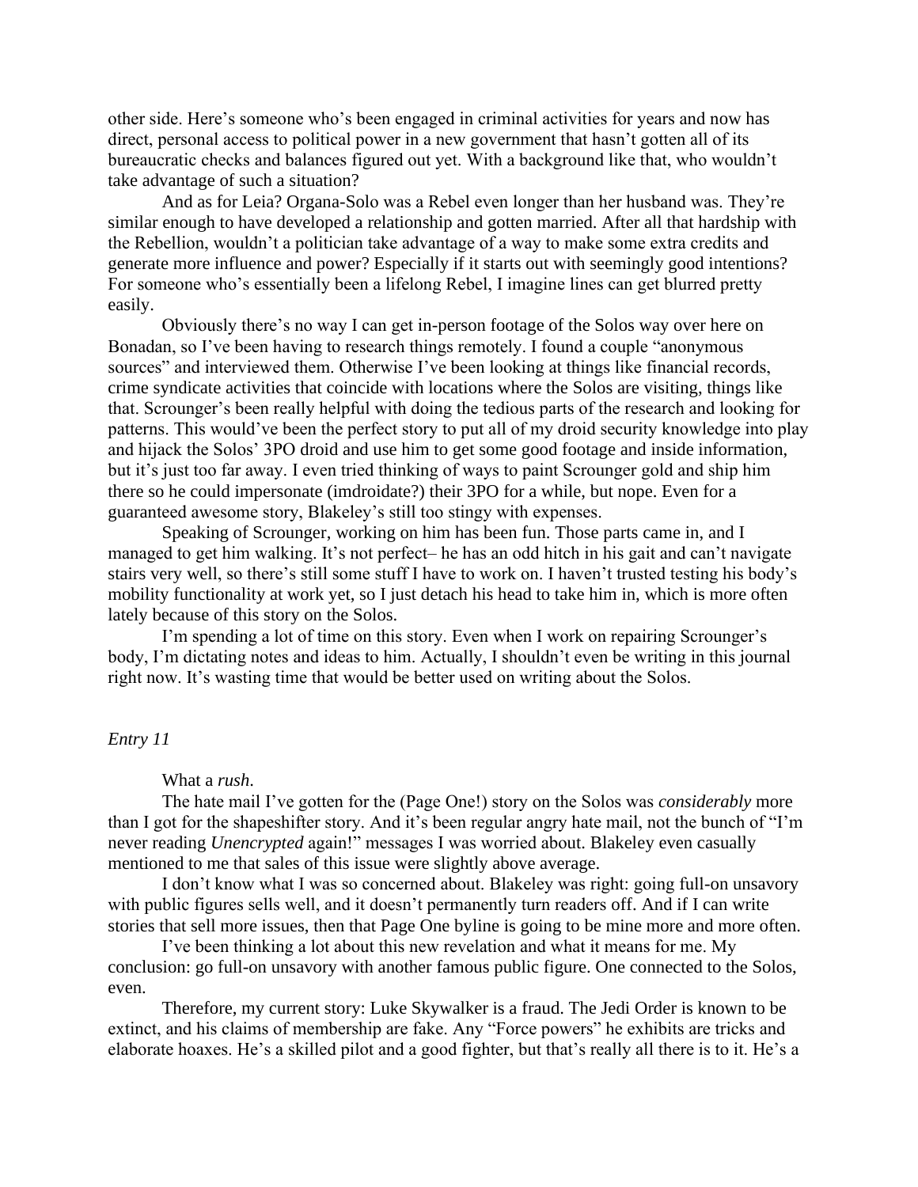other side. Here's someone who's been engaged in criminal activities for years and now has direct, personal access to political power in a new government that hasn't gotten all of its bureaucratic checks and balances figured out yet. With a background like that, who wouldn't take advantage of such a situation?

And as for Leia? Organa-Solo was a Rebel even longer than her husband was. They're similar enough to have developed a relationship and gotten married. After all that hardship with the Rebellion, wouldn't a politician take advantage of a way to make some extra credits and generate more influence and power? Especially if it starts out with seemingly good intentions? For someone who's essentially been a lifelong Rebel, I imagine lines can get blurred pretty easily.

Obviously there's no way I can get in-person footage of the Solos way over here on Bonadan, so I've been having to research things remotely. I found a couple "anonymous sources" and interviewed them. Otherwise I've been looking at things like financial records, crime syndicate activities that coincide with locations where the Solos are visiting, things like that. Scrounger's been really helpful with doing the tedious parts of the research and looking for patterns. This would've been the perfect story to put all of my droid security knowledge into play and hijack the Solos' 3PO droid and use him to get some good footage and inside information, but it's just too far away. I even tried thinking of ways to paint Scrounger gold and ship him there so he could impersonate (imdroidate?) their 3PO for a while, but nope. Even for a guaranteed awesome story, Blakeley's still too stingy with expenses.

Speaking of Scrounger, working on him has been fun. Those parts came in, and I managed to get him walking. It's not perfect– he has an odd hitch in his gait and can't navigate stairs very well, so there's still some stuff I have to work on. I haven't trusted testing his body's mobility functionality at work yet, so I just detach his head to take him in, which is more often lately because of this story on the Solos.

I'm spending a lot of time on this story. Even when I work on repairing Scrounger's body, I'm dictating notes and ideas to him. Actually, I shouldn't even be writing in this journal right now. It's wasting time that would be better used on writing about the Solos.

*Entry 11*

What a *rush*.

The hate mail I've gotten for the (Page One!) story on the Solos was *considerably* more than I got for the shapeshifter story. And it's been regular angry hate mail, not the bunch of "I'm never reading *Unencrypted* again!" messages I was worried about. Blakeley even casually mentioned to me that sales of this issue were slightly above average.

I don't know what I was so concerned about. Blakeley was right: going full-on unsavory with public figures sells well, and it doesn't permanently turn readers off. And if I can write stories that sell more issues, then that Page One byline is going to be mine more and more often.

I've been thinking a lot about this new revelation and what it means for me. My conclusion: go full-on unsavory with another famous public figure. One connected to the Solos, even.

Therefore, my current story: Luke Skywalker is a fraud. The Jedi Order is known to be extinct, and his claims of membership are fake. Any "Force powers" he exhibits are tricks and elaborate hoaxes. He's a skilled pilot and a good fighter, but that's really all there is to it. He's a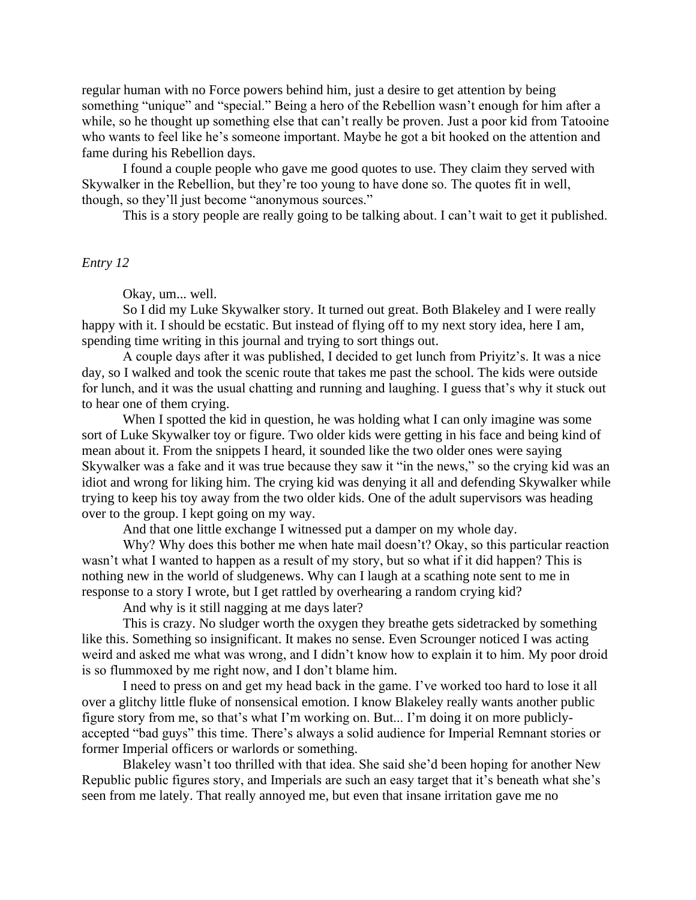regular human with no Force powers behind him, just a desire to get attention by being something "unique" and "special." Being a hero of the Rebellion wasn't enough for him after a while, so he thought up something else that can't really be proven. Just a poor kid from Tatooine who wants to feel like he's someone important. Maybe he got a bit hooked on the attention and fame during his Rebellion days.

I found a couple people who gave me good quotes to use. They claim they served with Skywalker in the Rebellion, but they're too young to have done so. The quotes fit in well, though, so they'll just become "anonymous sources."

This is a story people are really going to be talking about. I can't wait to get it published.

*Entry 12*

Okay, um... well.

So I did my Luke Skywalker story. It turned out great. Both Blakeley and I were really happy with it. I should be ecstatic. But instead of flying off to my next story idea, here I am, spending time writing in this journal and trying to sort things out.

A couple days after it was published, I decided to get lunch from Priyitz's. It was a nice day, so I walked and took the scenic route that takes me past the school. The kids were outside for lunch, and it was the usual chatting and running and laughing. I guess that's why it stuck out to hear one of them crying.

When I spotted the kid in question, he was holding what I can only imagine was some sort of Luke Skywalker toy or figure. Two older kids were getting in his face and being kind of mean about it. From the snippets I heard, it sounded like the two older ones were saying Skywalker was a fake and it was true because they saw it "in the news," so the crying kid was an idiot and wrong for liking him. The crying kid was denying it all and defending Skywalker while trying to keep his toy away from the two older kids. One of the adult supervisors was heading over to the group. I kept going on my way.

And that one little exchange I witnessed put a damper on my whole day.

Why? Why does this bother me when hate mail doesn't? Okay, so this particular reaction wasn't what I wanted to happen as a result of my story, but so what if it did happen? This is nothing new in the world of sludgenews. Why can I laugh at a scathing note sent to me in response to a story I wrote, but I get rattled by overhearing a random crying kid?

And why is it still nagging at me days later?

This is crazy. No sludger worth the oxygen they breathe gets sidetracked by something like this. Something so insignificant. It makes no sense. Even Scrounger noticed I was acting weird and asked me what was wrong, and I didn't know how to explain it to him. My poor droid is so flummoxed by me right now, and I don't blame him.

I need to press on and get my head back in the game. I've worked too hard to lose it all over a glitchy little fluke of nonsensical emotion. I know Blakeley really wants another public figure story from me, so that's what I'm working on. But... I'm doing it on more publicly-accepted "bad guys" this time. There's always a solid audience for Imperial Remnant stories or former Imperial officers or warlords or something.

Blakeley wasn't too thrilled with that idea. She said she'd been hoping for another New Republic public figures story, and Imperials are such an easy target that it's beneath what she's seen from me lately. That really annoyed me, but even that insane irritation gave me no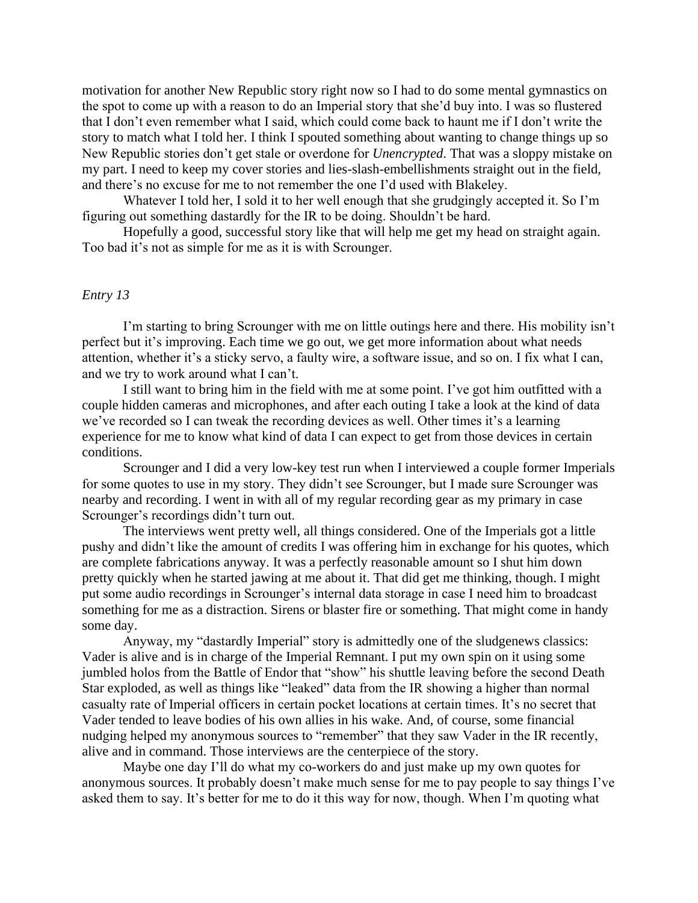motivation for another New Republic story right now so I had to do some mental gymnastics on the spot to come up with a reason to do an Imperial story that she'd buy into. I was so flustered that I don't even remember what I said, which could come back to haunt me if I don't write the story to match what I told her. I think I spouted something about wanting to change things up so New Republic stories don't get stale or overdone for *Unencrypted*. That was a sloppy mistake on my part. I need to keep my cover stories and lies-slash-embellishments straight out in the field, and there's no excuse for me to not remember the one I'd used with Blakeley.

Whatever I told her, I sold it to her well enough that she grudgingly accepted it. So I'm figuring out something dastardly for the IR to be doing. Shouldn't be hard.

Hopefully a good, successful story like that will help me get my head on straight again. Too bad it's not as simple for me as it is with Scrounger.

*Entry 13*

I'm starting to bring Scrounger with me on little outings here and there. His mobility isn't perfect but it's improving. Each time we go out, we get more information about what needs attention, whether it's a sticky servo, a faulty wire, a software issue, and so on. I fix what I can, and we try to work around what I can't.

I still want to bring him in the field with me at some point. I've got him outfitted with a couple hidden cameras and microphones, and after each outing I take a look at the kind of data we've recorded so I can tweak the recording devices as well. Other times it's a learning experience for me to know what kind of data I can expect to get from those devices in certain conditions.

Scrounger and I did a very low-key test run when I interviewed a couple former Imperials for some quotes to use in my story. They didn't see Scrounger, but I made sure Scrounger was nearby and recording. I went in with all of my regular recording gear as my primary in case Scrounger's recordings didn't turn out.

The interviews went pretty well, all things considered. One of the Imperials got a little pushy and didn't like the amount of credits I was offering him in exchange for his quotes, which are complete fabrications anyway. It was a perfectly reasonable amount so I shut him down pretty quickly when he started jawing at me about it. That did get me thinking, though. I might put some audio recordings in Scrounger's internal data storage in case I need him to broadcast something for me as a distraction. Sirens or blaster fire or something. That might come in handy some day.

Anyway, my "dastardly Imperial" story is admittedly one of the sludgenews classics: Vader is alive and is in charge of the Imperial Remnant. I put my own spin on it using some jumbled holos from the Battle of Endor that "show" his shuttle leaving before the second Death Star exploded, as well as things like "leaked" data from the IR showing a higher than normal casualty rate of Imperial officers in certain pocket locations at certain times. It's no secret that Vader tended to leave bodies of his own allies in his wake. And, of course, some financial nudging helped my anonymous sources to "remember" that they saw Vader in the IR recently, alive and in command. Those interviews are the centerpiece of the story.

Maybe one day I'll do what my co-workers do and just make up my own quotes for anonymous sources. It probably doesn't make much sense for me to pay people to say things I've asked them to say. It's better for me to do it this way for now, though. When I'm quoting what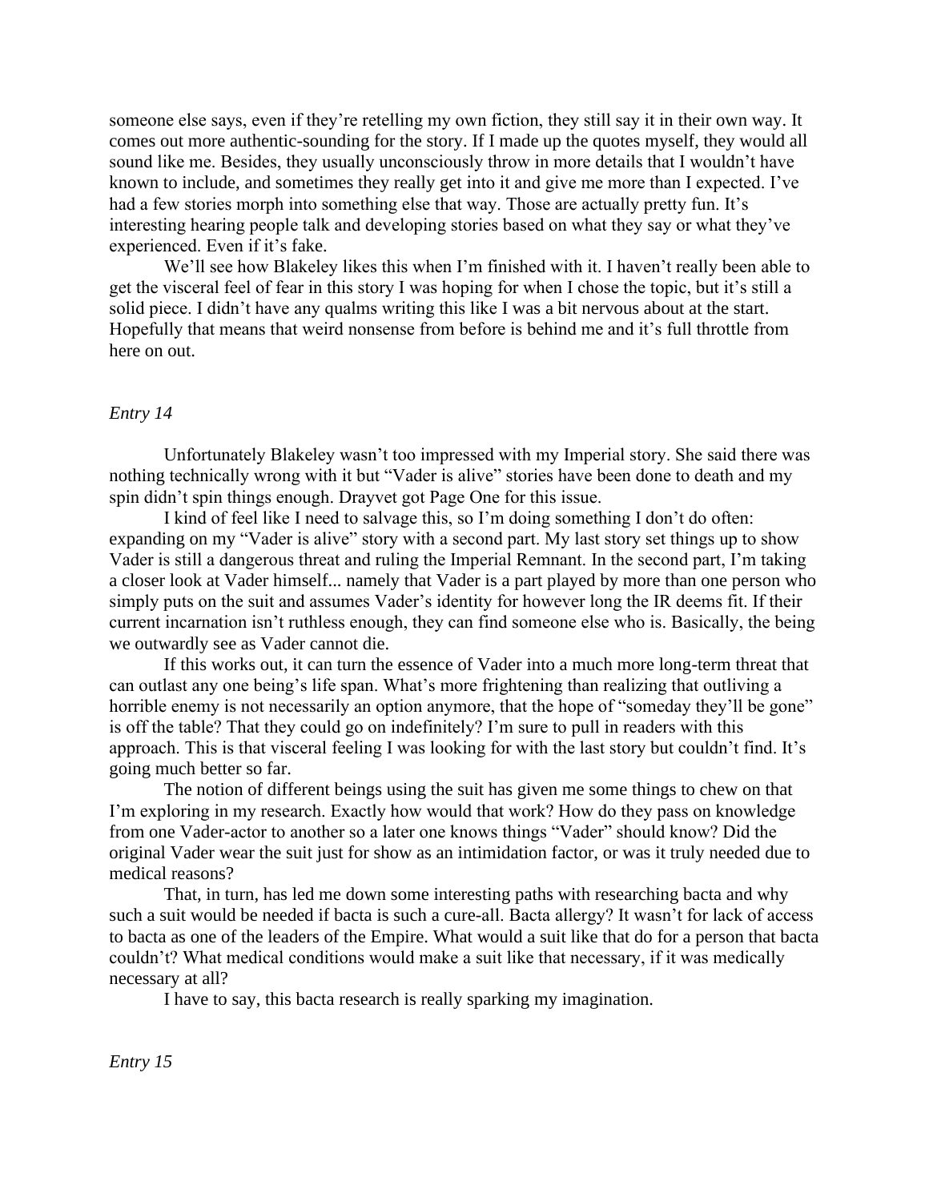someone else says, even if they're retelling my own fiction, they still say it in their own way. It comes out more authentic-sounding for the story. If I made up the quotes myself, they would all sound like me. Besides, they usually unconsciously throw in more details that I wouldn't have known to include, and sometimes they really get into it and give me more than I expected. I've had a few stories morph into something else that way. Those are actually pretty fun. It's interesting hearing people talk and developing stories based on what they say or what they've experienced. Even if it's fake.

We'll see how Blakeley likes this when I'm finished with it. I haven't really been able to get the visceral feel of fear in this story I was hoping for when I chose the topic, but it's still a solid piece. I didn't have any qualms writing this like I was a bit nervous about at the start. Hopefully that means that weird nonsense from before is behind me and it's full throttle from here on out.

*Entry 14*

Unfortunately Blakeley wasn't too impressed with my Imperial story. She said there was nothing technically wrong with it but "Vader is alive" stories have been done to death and my spin didn't spin things enough. Drayvet got Page One for this issue.

I kind of feel like I need to salvage this, so I'm doing something I don't do often: expanding on my "Vader is alive" story with a second part. My last story set things up to show Vader is still a dangerous threat and ruling the Imperial Remnant. In the second part, I'm taking a closer look at Vader himself... namely that Vader is a part played by more than one person who simply puts on the suit and assumes Vader's identity for however long the IR deems fit. If their current incarnation isn't ruthless enough, they can find someone else who is. Basically, the being we outwardly see as Vader cannot die.

If this works out, it can turn the essence of Vader into a much more long-term threat that can outlast any one being's life span. What's more frightening than realizing that outliving a horrible enemy is not necessarily an option anymore, that the hope of "someday they'll be gone" is off the table? That they could go on indefinitely? I'm sure to pull in readers with this approach. This is that visceral feeling I was looking for with the last story but couldn't find. It's going much better so far.

The notion of different beings using the suit has given me some things to chew on that I'm exploring in my research. Exactly how would that work? How do they pass on knowledge from one Vader-actor to another so a later one knows things "Vader" should know? Did the original Vader wear the suit just for show as an intimidation factor, or was it truly needed due to medical reasons?

That, in turn, has led me down some interesting paths with researching bacta and why such a suit would be needed if bacta is such a cure-all. Bacta allergy? It wasn't for lack of access to bacta as one of the leaders of the Empire. What would a suit like that do for a person that bacta couldn't? What medical conditions would make a suit like that necessary, if it was medically necessary at all?

I have to say, this bacta research is really sparking my imagination.

*Entry 15*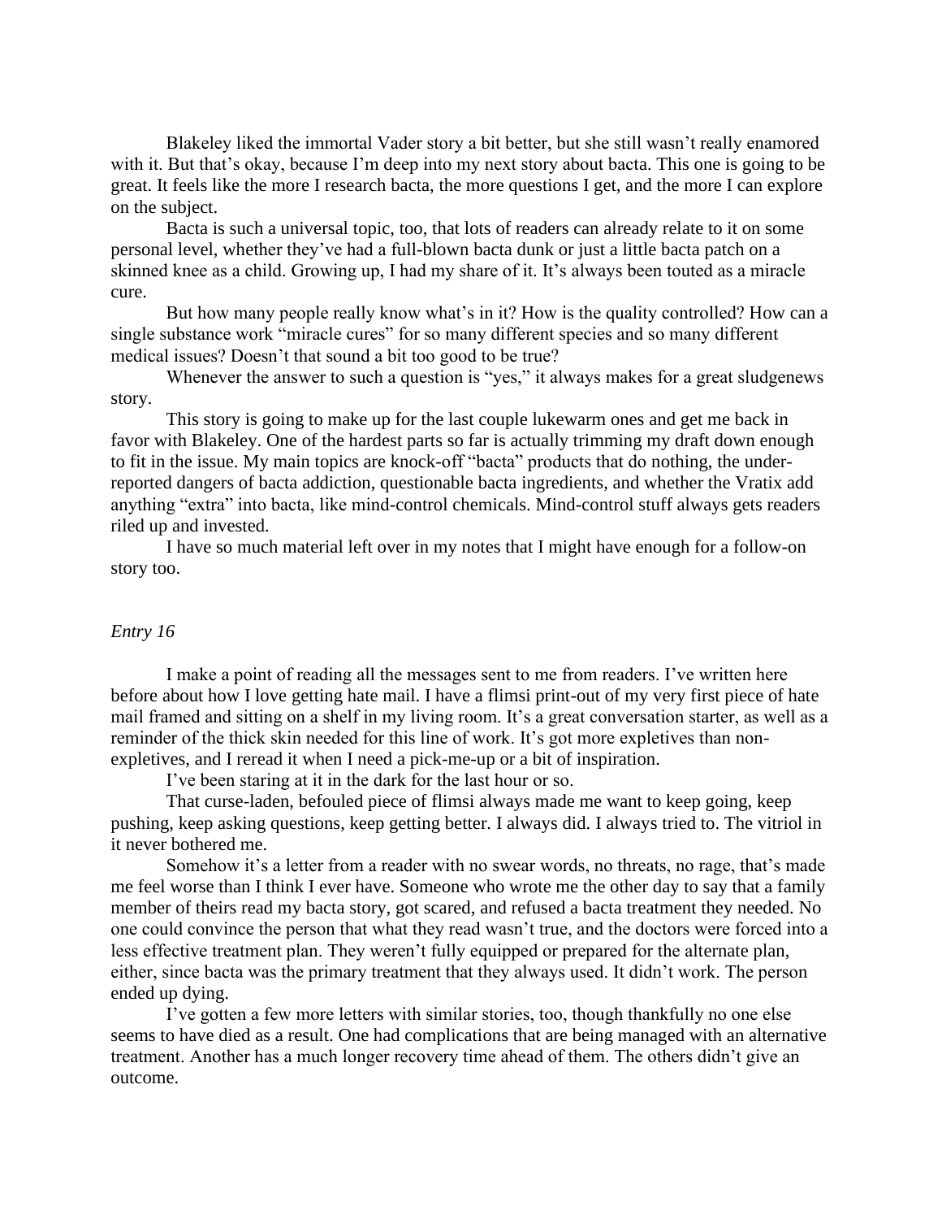Blakeley liked the immortal Vader story a bit better, but she still wasn't really enamored with it. But that's okay, because I'm deep into my next story about bacta. This one is going to be great. It feels like the more I research bacta, the more questions I get, and the more I can explore on the subject.

Bacta is such a universal topic, too, that lots of readers can already relate to it on some personal level, whether they've had a full-blown bacta dunk or just a little bacta patch on a skinned knee as a child. Growing up, I had my share of it. It's always been touted as a miracle cure.

But how many people really know what's in it? How is the quality controlled? How can a single substance work "miracle cures" for so many different species and so many different medical issues? Doesn't that sound a bit too good to be true?

Whenever the answer to such a question is "yes," it always makes for a great sludgenews story.

This story is going to make up for the last couple lukewarm ones and get me back in favor with Blakeley. One of the hardest parts so far is actually trimming my draft down enough to fit in the issue. My main topics are knock-off "bacta" products that do nothing, the under-reported dangers of bacta addiction, questionable bacta ingredients, and whether the Vratix add anything "extra" into bacta, like mind-control chemicals. Mind-control stuff always gets readers riled up and invested.

I have so much material left over in my notes that I might have enough for a follow-on story too.

*Entry 16*

I make a point of reading all the messages sent to me from readers. I've written here before about how I love getting hate mail. I have a flimsi print-out of my very first piece of hate mail framed and sitting on a shelf in my living room. It's a great conversation starter, as well as a reminder of the thick skin needed for this line of work. It's got more expletives than non-expletives, and I reread it when I need a pick-me-up or a bit of inspiration.

I've been staring at it in the dark for the last hour or so.

That curse-laden, befouled piece of flimsi always made me want to keep going, keep pushing, keep asking questions, keep getting better. I always did. I always tried to. The vitriol in it never bothered me.

Somehow it's a letter from a reader with no swear words, no threats, no rage, that's made me feel worse than I think I ever have. Someone who wrote me the other day to say that a family member of theirs read my bacta story, got scared, and refused a bacta treatment they needed. No one could convince the person that what they read wasn't true, and the doctors were forced into a less effective treatment plan. They weren't fully equipped or prepared for the alternate plan, either, since bacta was the primary treatment that they always used. It didn't work. The person ended up dying.

I've gotten a few more letters with similar stories, too, though thankfully no one else seems to have died as a result. One had complications that are being managed with an alternative treatment. Another has a much longer recovery time ahead of them. The others didn't give an outcome.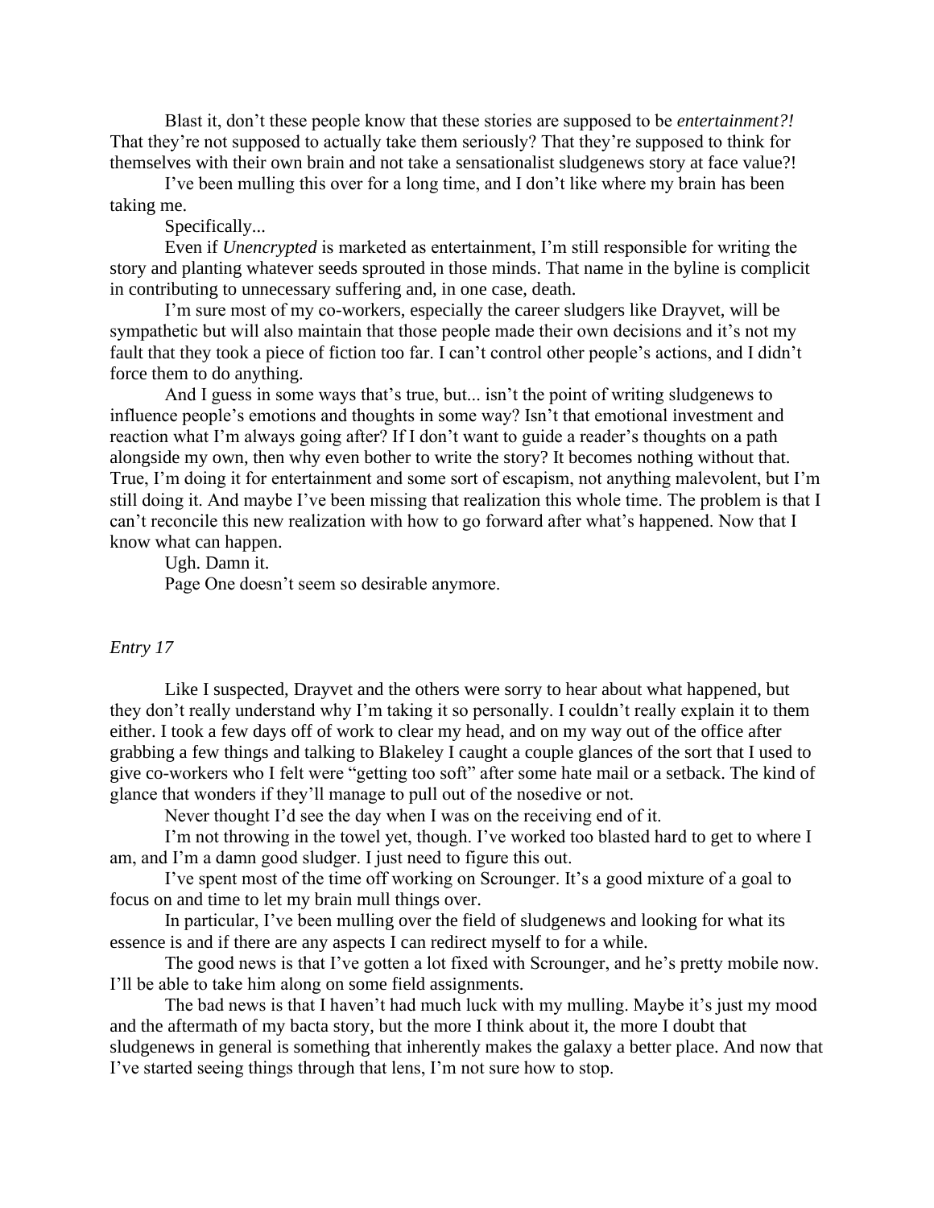Blast it, don't these people know that these stories are supposed to be *entertainment?!* That they're not supposed to actually take them seriously? That they're supposed to think for themselves with their own brain and not take a sensationalist sludgenews story at face value?!

I've been mulling this over for a long time, and I don't like where my brain has been taking me.

Specifically...

Even if *Unencrypted* is marketed as entertainment, I'm still responsible for writing the story and planting whatever seeds sprouted in those minds. That name in the byline is complicit in contributing to unnecessary suffering and, in one case, death.

I'm sure most of my co-workers, especially the career sludgers like Drayvet, will be sympathetic but will also maintain that those people made their own decisions and it's not my fault that they took a piece of fiction too far. I can't control other people's actions, and I didn't force them to do anything.

And I guess in some ways that's true, but... isn't the point of writing sludgenews to influence people's emotions and thoughts in some way? Isn't that emotional investment and reaction what I'm always going after? If I don't want to guide a reader's thoughts on a path alongside my own, then why even bother to write the story? It becomes nothing without that. True, I'm doing it for entertainment and some sort of escapism, not anything malevolent, but I'm still doing it. And maybe I've been missing that realization this whole time. The problem is that I can't reconcile this new realization with how to go forward after what's happened. Now that I know what can happen.

Ugh. Damn it.

Page One doesn't seem so desirable anymore.

*Entry 17*

Like I suspected, Drayvet and the others were sorry to hear about what happened, but they don't really understand why I'm taking it so personally. I couldn't really explain it to them either. I took a few days off of work to clear my head, and on my way out of the office after grabbing a few things and talking to Blakeley I caught a couple glances of the sort that I used to give co-workers who I felt were "getting too soft" after some hate mail or a setback. The kind of glance that wonders if they'll manage to pull out of the nosedive or not.

Never thought I'd see the day when I was on the receiving end of it.

I'm not throwing in the towel yet, though. I've worked too blasted hard to get to where I am, and I'm a damn good sludger. I just need to figure this out.

I've spent most of the time off working on Scrounger. It's a good mixture of a goal to focus on and time to let my brain mull things over.

In particular, I've been mulling over the field of sludgenews and looking for what its essence is and if there are any aspects I can redirect myself to for a while.

The good news is that I've gotten a lot fixed with Scrounger, and he's pretty mobile now. I'll be able to take him along on some field assignments.

The bad news is that I haven't had much luck with my mulling. Maybe it's just my mood and the aftermath of my bacta story, but the more I think about it, the more I doubt that sludgenews in general is something that inherently makes the galaxy a better place. And now that I've started seeing things through that lens, I'm not sure how to stop.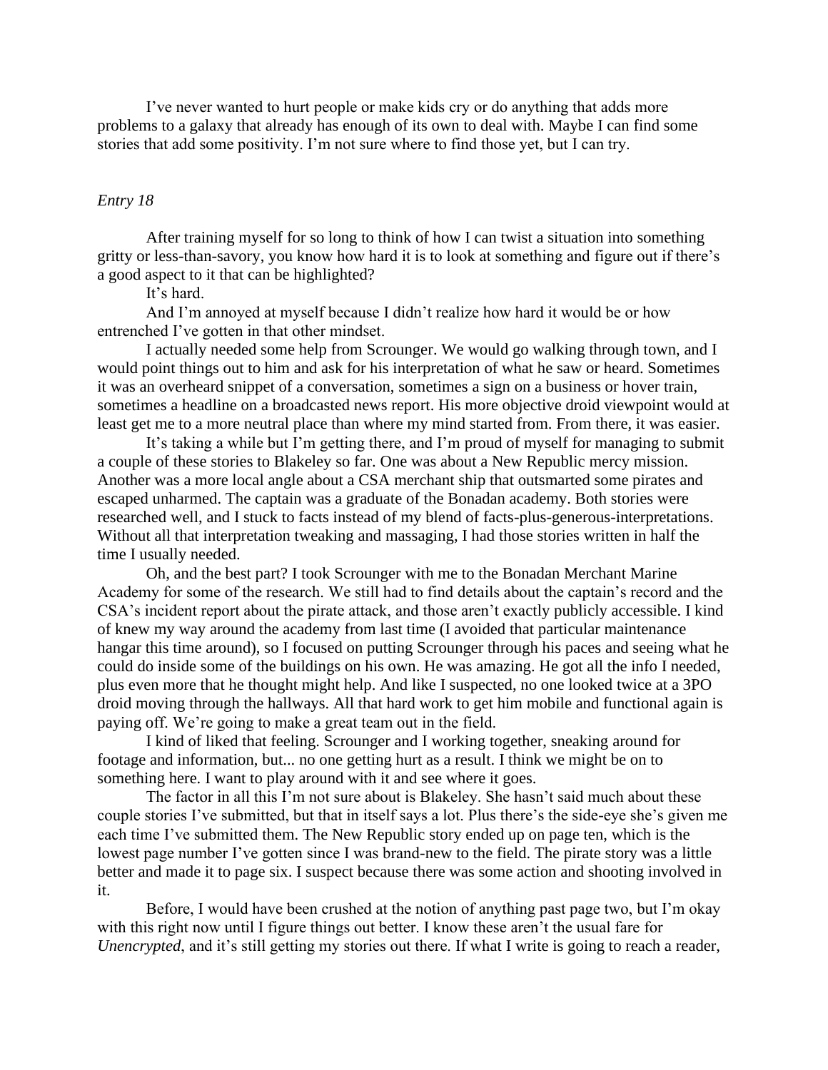I've never wanted to hurt people or make kids cry or do anything that adds more problems to a galaxy that already has enough of its own to deal with. Maybe I can find some stories that add some positivity. I'm not sure where to find those yet, but I can try.

*Entry 18*

After training myself for so long to think of how I can twist a situation into something gritty or less-than-savory, you know how hard it is to look at something and figure out if there's a good aspect to it that can be highlighted?

It's hard.

And I'm annoyed at myself because I didn't realize how hard it would be or how entrenched I've gotten in that other mindset.

I actually needed some help from Scrounger. We would go walking through town, and I would point things out to him and ask for his interpretation of what he saw or heard. Sometimes it was an overheard snippet of a conversation, sometimes a sign on a business or hover train, sometimes a headline on a broadcasted news report. His more objective droid viewpoint would at least get me to a more neutral place than where my mind started from. From there, it was easier.

It's taking a while but I'm getting there, and I'm proud of myself for managing to submit a couple of these stories to Blakeley so far. One was about a New Republic mercy mission. Another was a more local angle about a CSA merchant ship that outsmarted some pirates and escaped unharmed. The captain was a graduate of the Bonadan academy. Both stories were researched well, and I stuck to facts instead of my blend of facts-plus-generous-interpretations. Without all that interpretation tweaking and massaging, I had those stories written in half the time I usually needed.

Oh, and the best part? I took Scrounger with me to the Bonadan Merchant Marine Academy for some of the research. We still had to find details about the captain's record and the CSA's incident report about the pirate attack, and those aren't exactly publicly accessible. I kind of knew my way around the academy from last time (I avoided that particular maintenance hangar this time around), so I focused on putting Scrounger through his paces and seeing what he could do inside some of the buildings on his own. He was amazing. He got all the info I needed, plus even more that he thought might help. And like I suspected, no one looked twice at a 3PO droid moving through the hallways. All that hard work to get him mobile and functional again is paying off. We're going to make a great team out in the field.

I kind of liked that feeling. Scrounger and I working together, sneaking around for footage and information, but... no one getting hurt as a result. I think we might be on to something here. I want to play around with it and see where it goes.

The factor in all this I'm not sure about is Blakeley. She hasn't said much about these couple stories I've submitted, but that in itself says a lot. Plus there's the side-eye she's given me each time I've submitted them. The New Republic story ended up on page ten, which is the lowest page number I've gotten since I was brand-new to the field. The pirate story was a little better and made it to page six. I suspect because there was some action and shooting involved in it.

Before, I would have been crushed at the notion of anything past page two, but I'm okay with this right now until I figure things out better. I know these aren't the usual fare for *Unencrypted*, and it's still getting my stories out there. If what I write is going to reach a reader,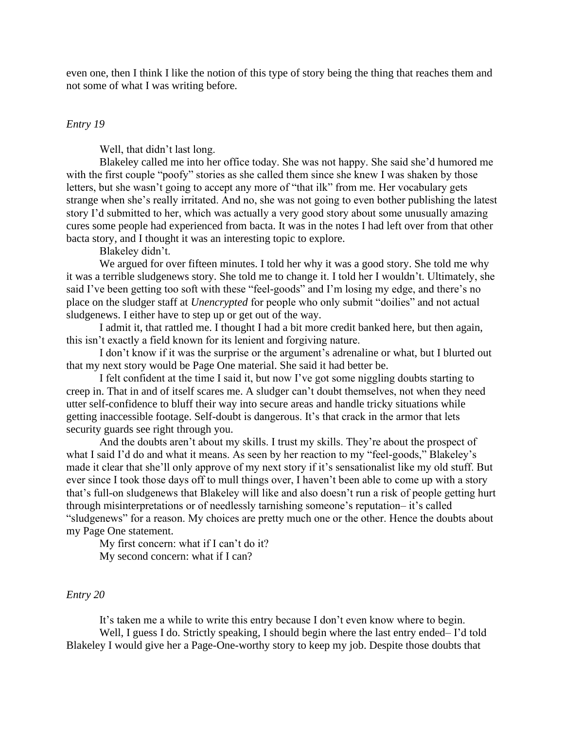even one, then I think I like the notion of this type of story being the thing that reaches them and not some of what I was writing before.

*Entry 19*

Well, that didn't last long.

Blakeley called me into her office today. She was not happy. She said she'd humored me with the first couple "poofy" stories as she called them since she knew I was shaken by those letters, but she wasn't going to accept any more of "that ilk" from me. Her vocabulary gets strange when she's really irritated. And no, she was not going to even bother publishing the latest story I'd submitted to her, which was actually a very good story about some unusually amazing cures some people had experienced from bacta. It was in the notes I had left over from that other bacta story, and I thought it was an interesting topic to explore.

Blakeley didn't.

We argued for over fifteen minutes. I told her why it was a good story. She told me why it was a terrible sludgenews story. She told me to change it. I told her I wouldn't. Ultimately, she said I've been getting too soft with these "feel-goods" and I'm losing my edge, and there's no place on the sludger staff at *Unencrypted* for people who only submit "doilies" and not actual sludgenews. I either have to step up or get out of the way.

I admit it, that rattled me. I thought I had a bit more credit banked here, but then again, this isn't exactly a field known for its lenient and forgiving nature.

I don't know if it was the surprise or the argument's adrenaline or what, but I blurted out that my next story would be Page One material. She said it had better be.

I felt confident at the time I said it, but now I've got some niggling doubts starting to creep in. That in and of itself scares me. A sludger can't doubt themselves, not when they need utter self-confidence to bluff their way into secure areas and handle tricky situations while getting inaccessible footage. Self-doubt is dangerous. It's that crack in the armor that lets security guards see right through you.

And the doubts aren't about my skills. I trust my skills. They're about the prospect of what I said I'd do and what it means. As seen by her reaction to my "feel-goods," Blakeley's made it clear that she'll only approve of my next story if it's sensationalist like my old stuff. But ever since I took those days off to mull things over, I haven't been able to come up with a story that's full-on sludgenews that Blakeley will like and also doesn't run a risk of people getting hurt through misinterpretations or of needlessly tarnishing someone's reputation– it's called "sludgenews" for a reason. My choices are pretty much one or the other. Hence the doubts about my Page One statement.

My first concern: what if I can't do it?

My second concern: what if I can?

*Entry 20*

It's taken me a while to write this entry because I don't even know where to begin.

Well, I guess I do. Strictly speaking, I should begin where the last entry ended– I'd told Blakeley I would give her a Page-One-worthy story to keep my job. Despite those doubts that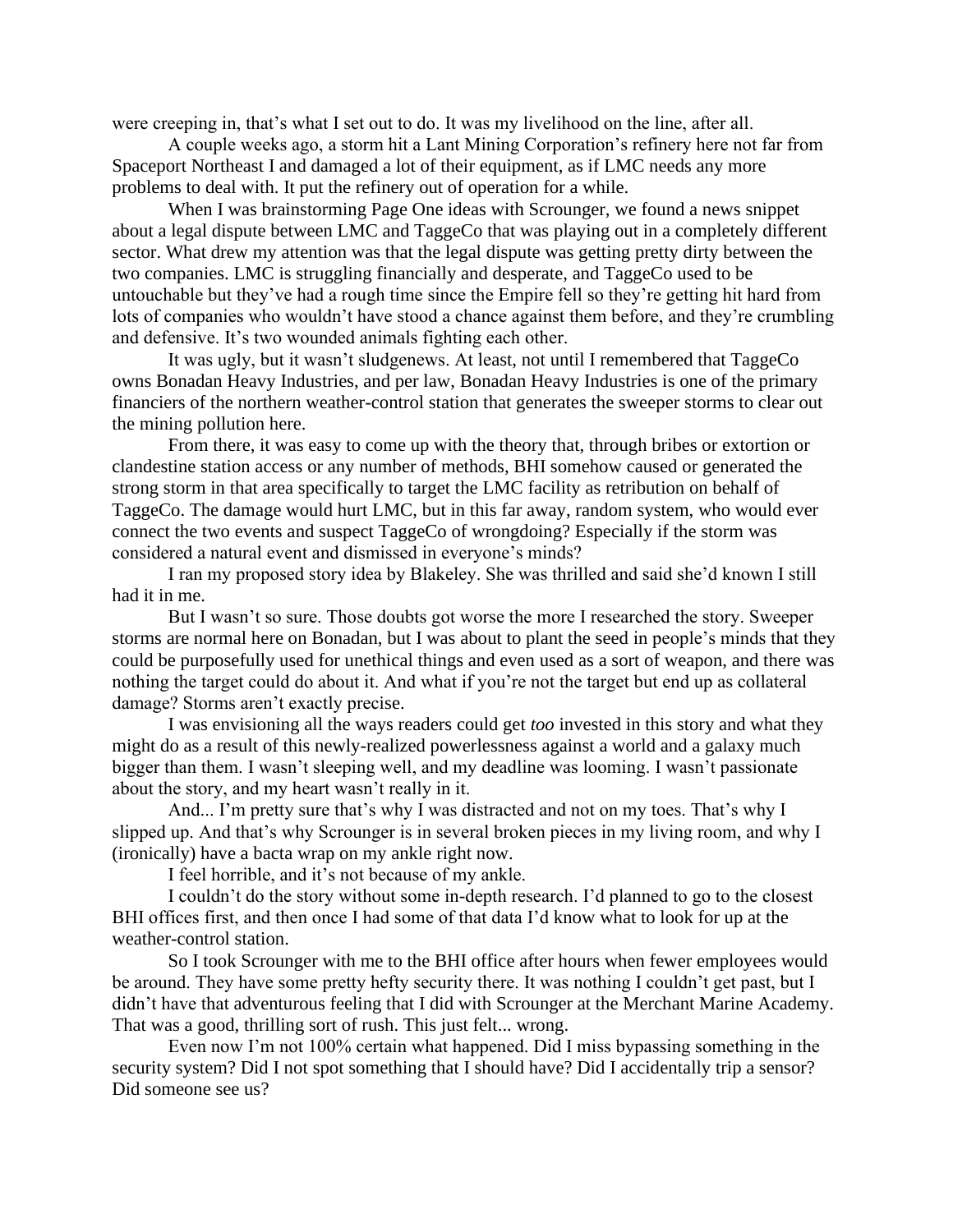were creeping in, that's what I set out to do. It was my livelihood on the line, after all.

A couple weeks ago, a storm hit a Lant Mining Corporation's refinery here not far from Spaceport Northeast I and damaged a lot of their equipment, as if LMC needs any more problems to deal with. It put the refinery out of operation for a while.

When I was brainstorming Page One ideas with Scrounger, we found a news snippet about a legal dispute between LMC and TaggeCo that was playing out in a completely different sector. What drew my attention was that the legal dispute was getting pretty dirty between the two companies. LMC is struggling financially and desperate, and TaggeCo used to be untouchable but they've had a rough time since the Empire fell so they're getting hit hard from lots of companies who wouldn't have stood a chance against them before, and they're crumbling and defensive. It's two wounded animals fighting each other.

It was ugly, but it wasn't sludgenews. At least, not until I remembered that TaggeCo owns Bonadan Heavy Industries, and per law, Bonadan Heavy Industries is one of the primary financiers of the northern weather-control station that generates the sweeper storms to clear out the mining pollution here.

From there, it was easy to come up with the theory that, through bribes or extortion or clandestine station access or any number of methods, BHI somehow caused or generated the strong storm in that area specifically to target the LMC facility as retribution on behalf of TaggeCo. The damage would hurt LMC, but in this far away, random system, who would ever connect the two events and suspect TaggeCo of wrongdoing? Especially if the storm was considered a natural event and dismissed in everyone's minds?

I ran my proposed story idea by Blakeley. She was thrilled and said she'd known I still had it in me.

But I wasn't so sure. Those doubts got worse the more I researched the story. Sweeper storms are normal here on Bonadan, but I was about to plant the seed in people's minds that they could be purposefully used for unethical things and even used as a sort of weapon, and there was nothing the target could do about it. And what if you're not the target but end up as collateral damage? Storms aren't exactly precise.

I was envisioning all the ways readers could get *too* invested in this story and what they might do as a result of this newly-realized powerlessness against a world and a galaxy much bigger than them. I wasn't sleeping well, and my deadline was looming. I wasn't passionate about the story, and my heart wasn't really in it.

And... I'm pretty sure that's why I was distracted and not on my toes. That's why I slipped up. And that's why Scrounger is in several broken pieces in my living room, and why I (ironically) have a bacta wrap on my ankle right now.

I feel horrible, and it's not because of my ankle.

I couldn't do the story without some in-depth research. I'd planned to go to the closest BHI offices first, and then once I had some of that data I'd know what to look for up at the weather-control station.

So I took Scrounger with me to the BHI office after hours when fewer employees would be around. They have some pretty hefty security there. It was nothing I couldn't get past, but I didn't have that adventurous feeling that I did with Scrounger at the Merchant Marine Academy. That was a good, thrilling sort of rush. This just felt... wrong.

Even now I'm not 100% certain what happened. Did I miss bypassing something in the security system? Did I not spot something that I should have? Did I accidentally trip a sensor? Did someone see us?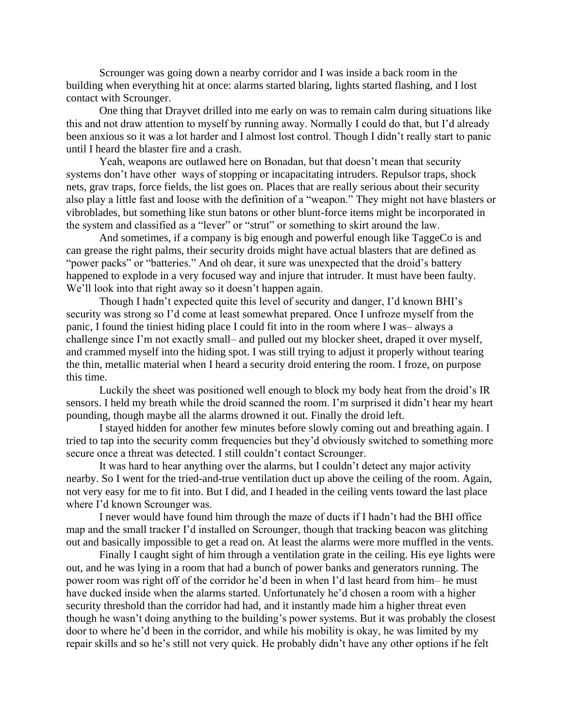Scrounger was going down a nearby corridor and I was inside a back room in the building when everything hit at once: alarms started blaring, lights started flashing, and I lost contact with Scrounger.

One thing that Drayvet drilled into me early on was to remain calm during situations like this and not draw attention to myself by running away. Normally I could do that, but I'd already been anxious so it was a lot harder and I almost lost control. Though I didn't really start to panic until I heard the blaster fire and a crash.

Yeah, weapons are outlawed here on Bonadan, but that doesn't mean that security systems don't have other ways of stopping or incapacitating intruders. Repulsor traps, shock nets, grav traps, force fields, the list goes on. Places that are really serious about their security also play a little fast and loose with the definition of a "weapon." They might not have blasters or vibroblades, but something like stun batons or other blunt-force items might be incorporated in the system and classified as a "lever" or "strut" or something to skirt around the law.

And sometimes, if a company is big enough and powerful enough like TaggeCo is and can grease the right palms, their security droids might have actual blasters that are defined as "power packs" or "batteries." And oh dear, it sure was unexpected that the droid's battery happened to explode in a very focused way and injure that intruder. It must have been faulty. We'll look into that right away so it doesn't happen again.

Though I hadn't expected quite this level of security and danger, I'd known BHI's security was strong so I'd come at least somewhat prepared. Once I unfroze myself from the panic, I found the tiniest hiding place I could fit into in the room where I was– always a challenge since I'm not exactly small– and pulled out my blocker sheet, draped it over myself, and crammed myself into the hiding spot. I was still trying to adjust it properly without tearing the thin, metallic material when I heard a security droid entering the room. I froze, on purpose this time.

Luckily the sheet was positioned well enough to block my body heat from the droid's IR sensors. I held my breath while the droid scanned the room. I'm surprised it didn't hear my heart pounding, though maybe all the alarms drowned it out. Finally the droid left.

I stayed hidden for another few minutes before slowly coming out and breathing again. I tried to tap into the security comm frequencies but they'd obviously switched to something more secure once a threat was detected. I still couldn't contact Scrounger.

It was hard to hear anything over the alarms, but I couldn't detect any major activity nearby. So I went for the tried-and-true ventilation duct up above the ceiling of the room. Again, not very easy for me to fit into. But I did, and I headed in the ceiling vents toward the last place where I'd known Scrounger was.

I never would have found him through the maze of ducts if I hadn't had the BHI office map and the small tracker I'd installed on Scrounger, though that tracking beacon was glitching out and basically impossible to get a read on. At least the alarms were more muffled in the vents.

Finally I caught sight of him through a ventilation grate in the ceiling. His eye lights were out, and he was lying in a room that had a bunch of power banks and generators running. The power room was right off of the corridor he'd been in when I'd last heard from him– he must have ducked inside when the alarms started. Unfortunately he'd chosen a room with a higher security threshold than the corridor had had, and it instantly made him a higher threat even though he wasn't doing anything to the building's power systems. But it was probably the closest door to where he'd been in the corridor, and while his mobility is okay, he was limited by my repair skills and so he's still not very quick. He probably didn't have any other options if he felt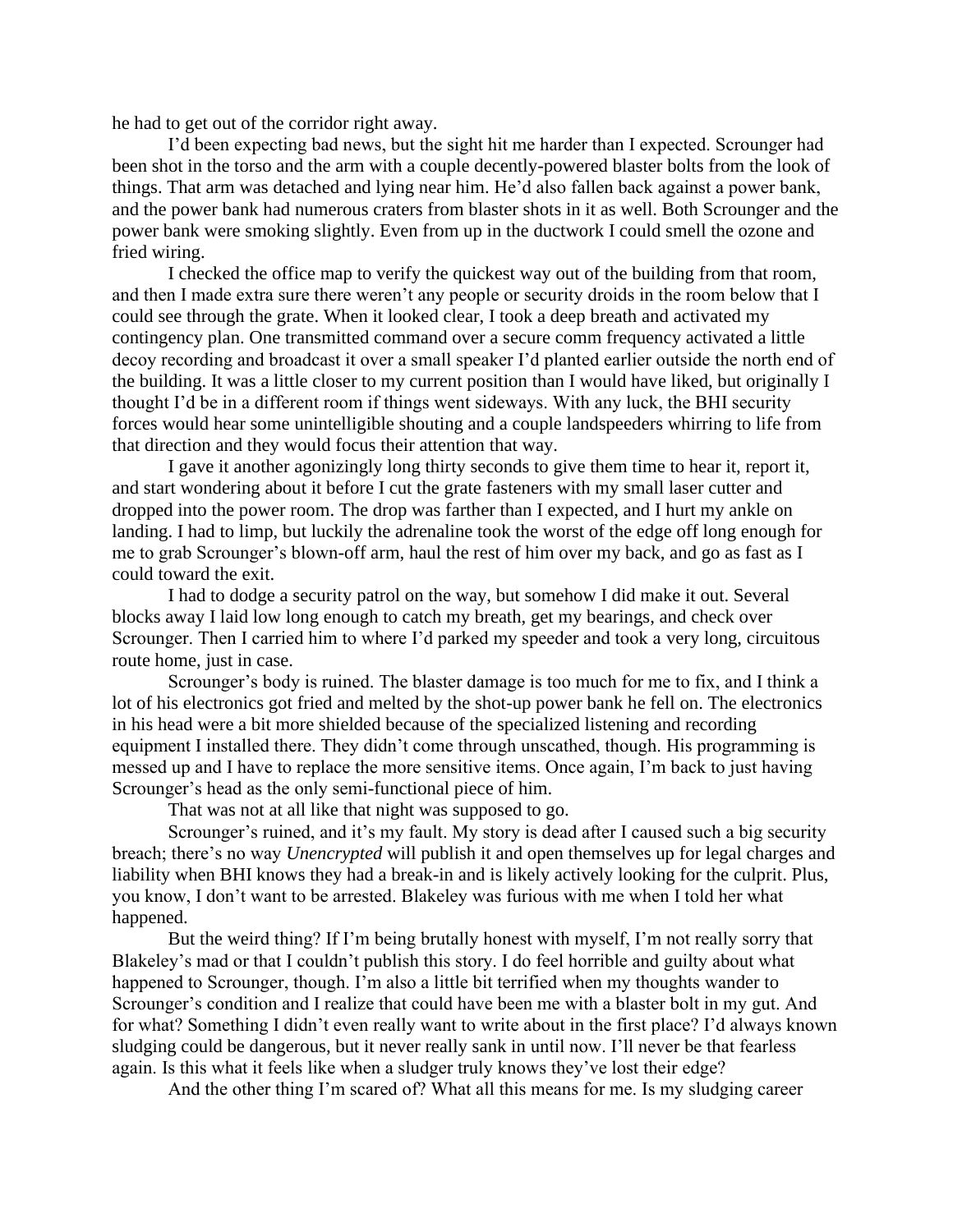he had to get out of the corridor right away.

I'd been expecting bad news, but the sight hit me harder than I expected. Scrounger had been shot in the torso and the arm with a couple decently-powered blaster bolts from the look of things. That arm was detached and lying near him. He'd also fallen back against a power bank, and the power bank had numerous craters from blaster shots in it as well. Both Scrounger and the power bank were smoking slightly. Even from up in the ductwork I could smell the ozone and fried wiring.

I checked the office map to verify the quickest way out of the building from that room, and then I made extra sure there weren't any people or security droids in the room below that I could see through the grate. When it looked clear, I took a deep breath and activated my contingency plan. One transmitted command over a secure comm frequency activated a little decoy recording and broadcast it over a small speaker I'd planted earlier outside the north end of the building. It was a little closer to my current position than I would have liked, but originally I thought I'd be in a different room if things went sideways. With any luck, the BHI security forces would hear some unintelligible shouting and a couple landspeeders whirring to life from that direction and they would focus their attention that way.

I gave it another agonizingly long thirty seconds to give them time to hear it, report it, and start wondering about it before I cut the grate fasteners with my small laser cutter and dropped into the power room. The drop was farther than I expected, and I hurt my ankle on landing. I had to limp, but luckily the adrenaline took the worst of the edge off long enough for me to grab Scrounger's blown-off arm, haul the rest of him over my back, and go as fast as I could toward the exit.

I had to dodge a security patrol on the way, but somehow I did make it out. Several blocks away I laid low long enough to catch my breath, get my bearings, and check over Scrounger. Then I carried him to where I'd parked my speeder and took a very long, circuitous route home, just in case.

Scrounger's body is ruined. The blaster damage is too much for me to fix, and I think a lot of his electronics got fried and melted by the shot-up power bank he fell on. The electronics in his head were a bit more shielded because of the specialized listening and recording equipment I installed there. They didn't come through unscathed, though. His programming is messed up and I have to replace the more sensitive items. Once again, I'm back to just having Scrounger's head as the only semi-functional piece of him.

That was not at all like that night was supposed to go.

Scrounger's ruined, and it's my fault. My story is dead after I caused such a big security breach; there's no way *Unencrypted* will publish it and open themselves up for legal charges and liability when BHI knows they had a break-in and is likely actively looking for the culprit. Plus, you know, I don't want to be arrested. Blakeley was furious with me when I told her what happened.

But the weird thing? If I'm being brutally honest with myself, I'm not really sorry that Blakeley's mad or that I couldn't publish this story. I do feel horrible and guilty about what happened to Scrounger, though. I'm also a little bit terrified when my thoughts wander to Scrounger's condition and I realize that could have been me with a blaster bolt in my gut. And for what? Something I didn't even really want to write about in the first place? I'd always known sludging could be dangerous, but it never really sank in until now. I'll never be that fearless again. Is this what it feels like when a sludger truly knows they've lost their edge?

And the other thing I'm scared of? What all this means for me. Is my sludging career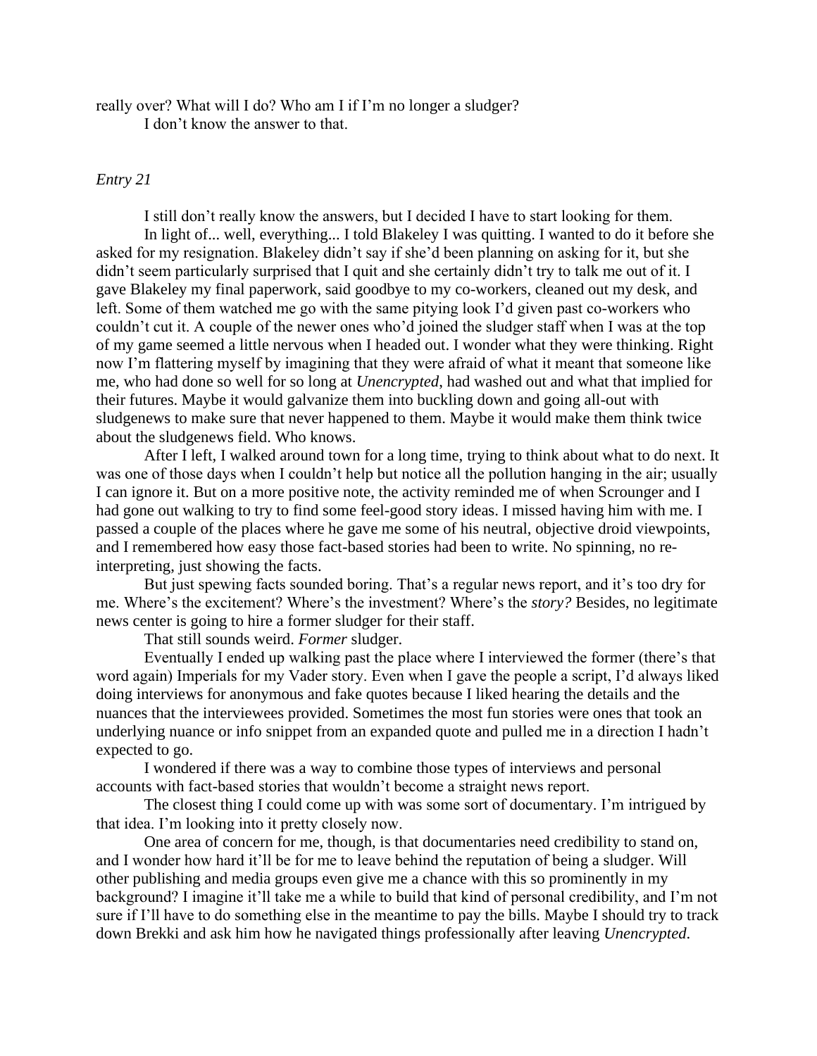really over? What will I do? Who am I if I'm no longer a sludger?

I don't know the answer to that.

*Entry 21*

I still don't really know the answers, but I decided I have to start looking for them.

In light of... well, everything... I told Blakeley I was quitting. I wanted to do it before she asked for my resignation. Blakeley didn't say if she'd been planning on asking for it, but she didn't seem particularly surprised that I quit and she certainly didn't try to talk me out of it. I gave Blakeley my final paperwork, said goodbye to my co-workers, cleaned out my desk, and left. Some of them watched me go with the same pitying look I'd given past co-workers who couldn't cut it. A couple of the newer ones who'd joined the sludger staff when I was at the top of my game seemed a little nervous when I headed out. I wonder what they were thinking. Right now I'm flattering myself by imagining that they were afraid of what it meant that someone like me, who had done so well for so long at *Unencrypted*, had washed out and what that implied for their futures. Maybe it would galvanize them into buckling down and going all-out with sludgenews to make sure that never happened to them. Maybe it would make them think twice about the sludgenews field. Who knows.

After I left, I walked around town for a long time, trying to think about what to do next. It was one of those days when I couldn't help but notice all the pollution hanging in the air; usually I can ignore it. But on a more positive note, the activity reminded me of when Scrounger and I had gone out walking to try to find some feel-good story ideas. I missed having him with me. I passed a couple of the places where he gave me some of his neutral, objective droid viewpoints, and I remembered how easy those fact-based stories had been to write. No spinning, no re-interpreting, just showing the facts.

But just spewing facts sounded boring. That's a regular news report, and it's too dry for me. Where's the excitement? Where's the investment? Where's the *story?* Besides, no legitimate news center is going to hire a former sludger for their staff.

That still sounds weird. *Former* sludger.

Eventually I ended up walking past the place where I interviewed the former (there's that word again) Imperials for my Vader story. Even when I gave the people a script, I'd always liked doing interviews for anonymous and fake quotes because I liked hearing the details and the nuances that the interviewees provided. Sometimes the most fun stories were ones that took an underlying nuance or info snippet from an expanded quote and pulled me in a direction I hadn't expected to go.

I wondered if there was a way to combine those types of interviews and personal accounts with fact-based stories that wouldn't become a straight news report.

The closest thing I could come up with was some sort of documentary. I'm intrigued by that idea. I'm looking into it pretty closely now.

One area of concern for me, though, is that documentaries need credibility to stand on, and I wonder how hard it'll be for me to leave behind the reputation of being a sludger. Will other publishing and media groups even give me a chance with this so prominently in my background? I imagine it'll take me a while to build that kind of personal credibility, and I'm not sure if I'll have to do something else in the meantime to pay the bills. Maybe I should try to track down Brekki and ask him how he navigated things professionally after leaving *Unencrypted*.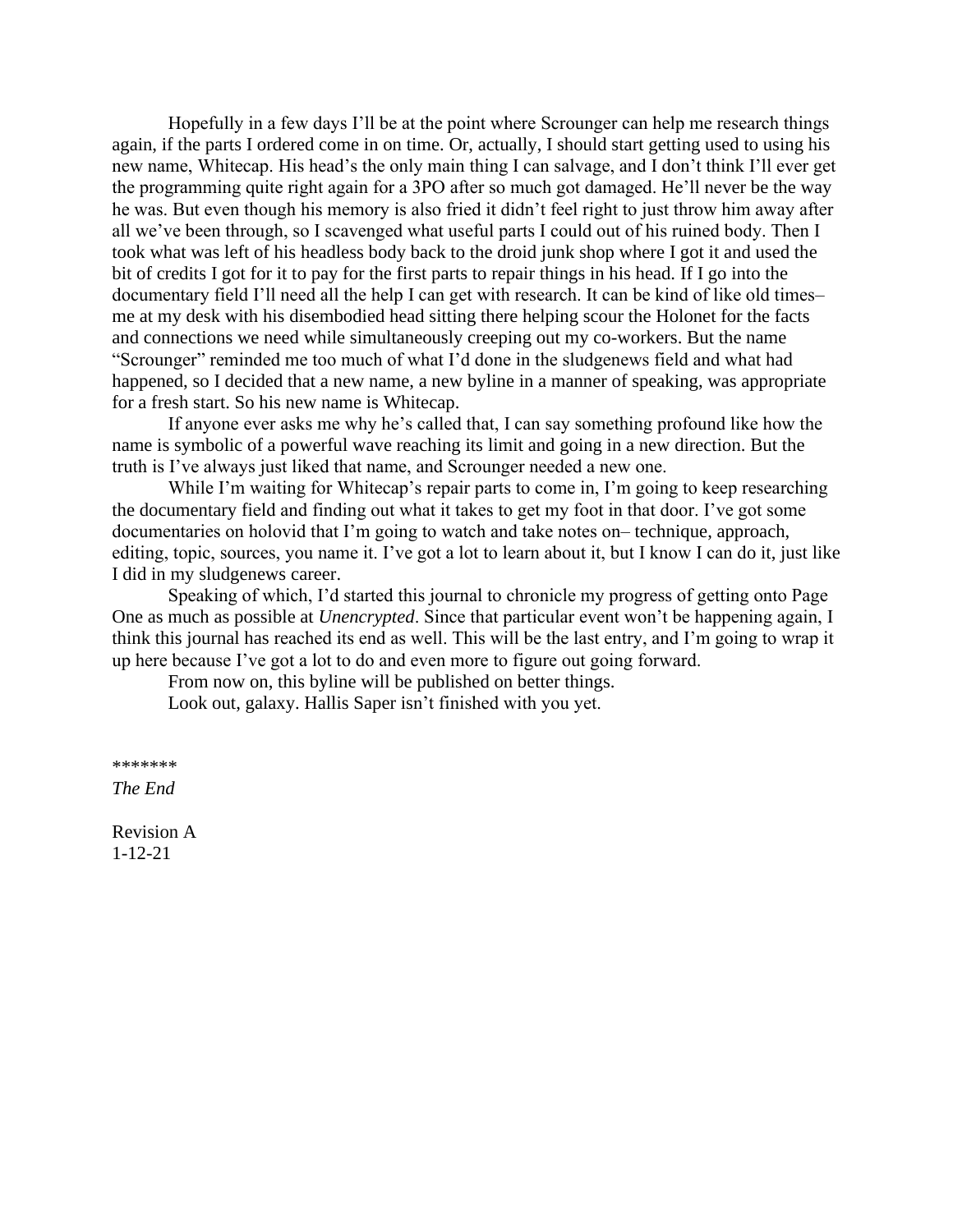Hopefully in a few days I'll be at the point where Scrounger can help me research things again, if the parts I ordered come in on time. Or, actually, I should start getting used to using his new name, Whitecap. His head's the only main thing I can salvage, and I don't think I'll ever get the programming quite right again for a 3PO after so much got damaged. He'll never be the way he was. But even though his memory is also fried it didn't feel right to just throw him away after all we've been through, so I scavenged what useful parts I could out of his ruined body. Then I took what was left of his headless body back to the droid junk shop where I got it and used the bit of credits I got for it to pay for the first parts to repair things in his head. If I go into the documentary field I'll need all the help I can get with research. It can be kind of like old times– me at my desk with his disembodied head sitting there helping scour the Holonet for the facts and connections we need while simultaneously creeping out my co-workers. But the name "Scrounger" reminded me too much of what I'd done in the sludgenews field and what had happened, so I decided that a new name, a new byline in a manner of speaking, was appropriate for a fresh start. So his new name is Whitecap.

If anyone ever asks me why he's called that, I can say something profound like how the name is symbolic of a powerful wave reaching its limit and going in a new direction. But the truth is I've always just liked that name, and Scrounger needed a new one.

While I'm waiting for Whitecap's repair parts to come in, I'm going to keep researching the documentary field and finding out what it takes to get my foot in that door. I've got some documentaries on holovid that I'm going to watch and take notes on– technique, approach, editing, topic, sources, you name it. I've got a lot to learn about it, but I know I can do it, just like I did in my sludgenews career.

Speaking of which, I'd started this journal to chronicle my progress of getting onto Page One as much as possible at *Unencrypted*. Since that particular event won't be happening again, I think this journal has reached its end as well. This will be the last entry, and I'm going to wrap it up here because I've got a lot to do and even more to figure out going forward.

From now on, this byline will be published on better things.

Look out, galaxy. Hallis Saper isn't finished with you yet.

*******

*The End*

Revision A
1-12-21